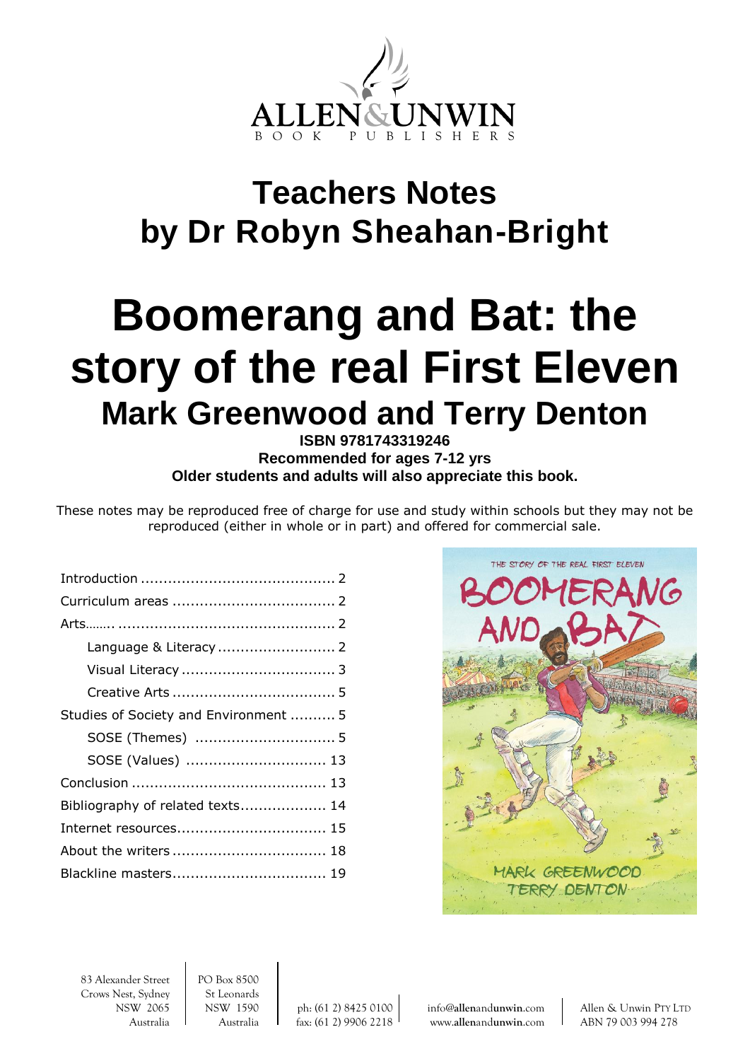ALLEN & UNWIN
BOOK PUBLISHERS

# Teachers Notes by Dr Robyn Sheahan-Bright

# Boomerang and Bat: the story of the real First Eleven

## Mark Greenwood and Terry Denton

**ISBN 9781743319246**
**Recommended for ages 7-12 yrs**
**Older students and adults will also appreciate this book.**

These notes may be reproduced free of charge for use and study within schools but they may not be reproduced (either in whole or in part) and offered for commercial sale.

| | |
|---|---|
| Introduction | 2 |
| Curriculum areas | 2 |
| Arts........ | 2 |
| Language & Literacy | 2 |
| Visual Literacy | 3 |
| Creative Arts | 5 |
| Studies of Society and Environment | 5 |
| SOSE (Themes) | 5 |
| SOSE (Values) | 13 |
| Conclusion | 13 |
| Bibliography of related texts | 14 |
| Internet resources | 15 |
| About the writers | 18 |
| Blackline masters | 19 |

83 Alexander Street
Crows Nest, Sydney
NSW 2065
Australia

PO Box 8500
St Leonards
NSW 1590
Australia

ph: (61 2) 8425 0100
fax: (61 2) 9906 2218

info@allenandunwin.com
www.allenandunwin.com

Allen & Unwin PTY LTD
ABN 79 003 994 278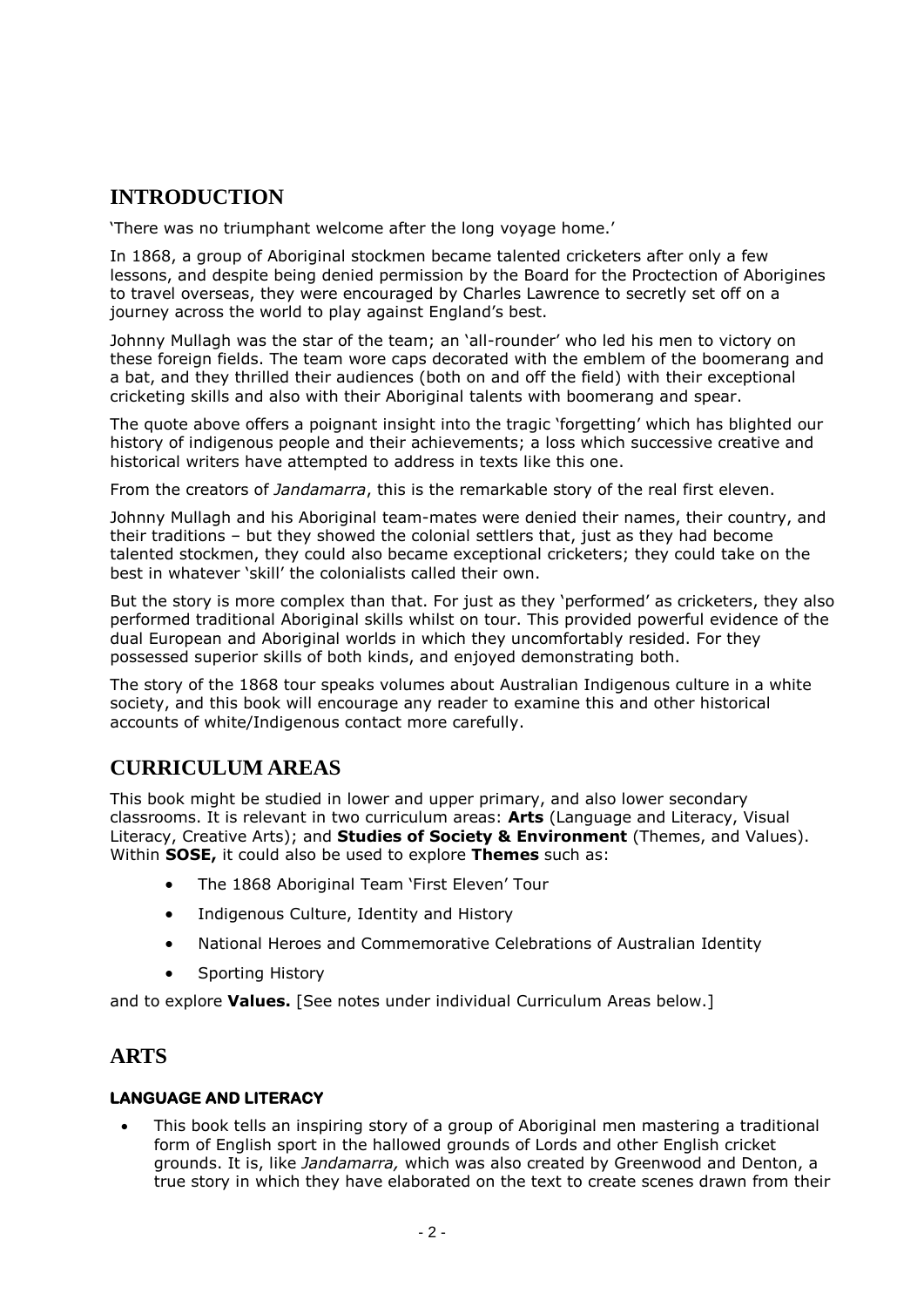## INTRODUCTION

'There was no triumphant welcome after the long voyage home.'

In 1868, a group of Aboriginal stockmen became talented cricketers after only a few lessons, and despite being denied permission by the Board for the Proctection of Aborigines to travel overseas, they were encouraged by Charles Lawrence to secretly set off on a journey across the world to play against England's best.

Johnny Mullagh was the star of the team; an 'all-rounder' who led his men to victory on these foreign fields. The team wore caps decorated with the emblem of the boomerang and a bat, and they thrilled their audiences (both on and off the field) with their exceptional cricketing skills and also with their Aboriginal talents with boomerang and spear.

The quote above offers a poignant insight into the tragic 'forgetting' which has blighted our history of indigenous people and their achievements; a loss which successive creative and historical writers have attempted to address in texts like this one.

From the creators of *Jandamarra*, this is the remarkable story of the real first eleven.

Johnny Mullagh and his Aboriginal team-mates were denied their names, their country, and their traditions – but they showed the colonial settlers that, just as they had become talented stockmen, they could also became exceptional cricketers; they could take on the best in whatever 'skill' the colonialists called their own.

But the story is more complex than that. For just as they 'performed' as cricketers, they also performed traditional Aboriginal skills whilst on tour. This provided powerful evidence of the dual European and Aboriginal worlds in which they uncomfortably resided. For they possessed superior skills of both kinds, and enjoyed demonstrating both.

The story of the 1868 tour speaks volumes about Australian Indigenous culture in a white society, and this book will encourage any reader to examine this and other historical accounts of white/Indigenous contact more carefully.

## CURRICULUM AREAS

This book might be studied in lower and upper primary, and also lower secondary classrooms. It is relevant in two curriculum areas: **Arts** (Language and Literacy, Visual Literacy, Creative Arts); and **Studies of Society & Environment** (Themes, and Values). Within **SOSE,** it could also be used to explore **Themes** such as:

- The 1868 Aboriginal Team 'First Eleven' Tour
- Indigenous Culture, Identity and History
- National Heroes and Commemorative Celebrations of Australian Identity
- Sporting History

and to explore **Values.** [See notes under individual Curriculum Areas below.]

## ARTS

### LANGUAGE AND LITERACY

- This book tells an inspiring story of a group of Aboriginal men mastering a traditional form of English sport in the hallowed grounds of Lords and other English cricket grounds. It is, like *Jandamarra,* which was also created by Greenwood and Denton, a true story in which they have elaborated on the text to create scenes drawn from their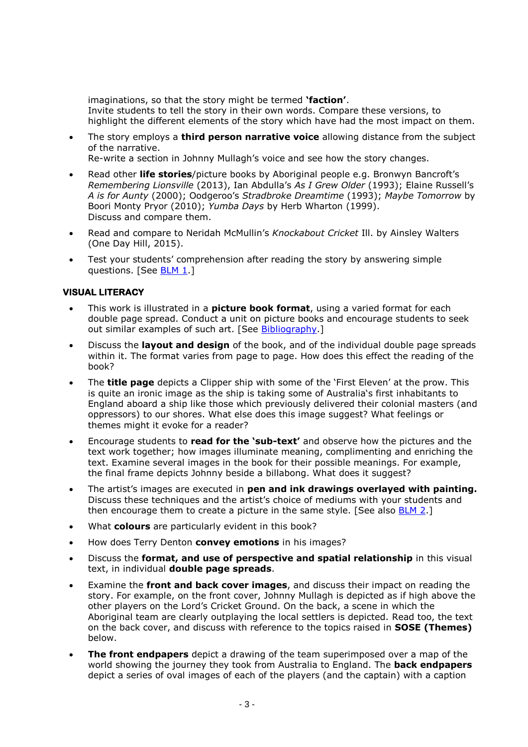imaginations, so that the story might be termed **'faction'**.
Invite students to tell the story in their own words. Compare these versions, to highlight the different elements of the story which have had the most impact on them.

- The story employs a **third person narrative voice** allowing distance from the subject of the narrative.
  Re-write a section in Johnny Mullagh's voice and see how the story changes.
- Read other **life stories**/picture books by Aboriginal people e.g. Bronwyn Bancroft's *Remembering Lionsville* (2013), Ian Abdulla's *As I Grew Older* (1993); Elaine Russell's *A is for Aunty* (2000); Oodgeroo's *Stradbroke Dreamtime* (1993); *Maybe Tomorrow* by Boori Monty Pryor (2010); *Yumba Days* by Herb Wharton (1999).
  Discuss and compare them.
- Read and compare to Neridah McMullin's *Knockabout Cricket* Ill. by Ainsley Walters (One Day Hill, 2015).
- Test your students' comprehension after reading the story by answering simple questions. [See BLM 1.]

### VISUAL LITERACY

- This work is illustrated in a **picture book format**, using a varied format for each double page spread. Conduct a unit on picture books and encourage students to seek out similar examples of such art. [See Bibliography.]
- Discuss the **layout and design** of the book, and of the individual double page spreads within it. The format varies from page to page. How does this effect the reading of the book?
- The **title page** depicts a Clipper ship with some of the 'First Eleven' at the prow. This is quite an ironic image as the ship is taking some of Australia's first inhabitants to England aboard a ship like those which previously delivered their colonial masters (and oppressors) to our shores. What else does this image suggest? What feelings or themes might it evoke for a reader?
- Encourage students to **read for the 'sub-text'** and observe how the pictures and the text work together; how images illuminate meaning, complimenting and enriching the text. Examine several images in the book for their possible meanings. For example, the final frame depicts Johnny beside a billabong. What does it suggest?
- The artist's images are executed in **pen and ink drawings overlayed with painting.** Discuss these techniques and the artist's choice of mediums with your students and then encourage them to create a picture in the same style. [See also BLM 2.]
- What **colours** are particularly evident in this book?
- How does Terry Denton **convey emotions** in his images?
- Discuss the **format, and use of perspective and spatial relationship** in this visual text, in individual **double page spreads**.
- Examine the **front and back cover images**, and discuss their impact on reading the story. For example, on the front cover, Johnny Mullagh is depicted as if high above the other players on the Lord's Cricket Ground. On the back, a scene in which the Aboriginal team are clearly outplaying the local settlers is depicted. Read too, the text on the back cover, and discuss with reference to the topics raised in **SOSE (Themes)** below.
- **The front endpapers** depict a drawing of the team superimposed over a map of the world showing the journey they took from Australia to England. The **back endpapers** depict a series of oval images of each of the players (and the captain) with a caption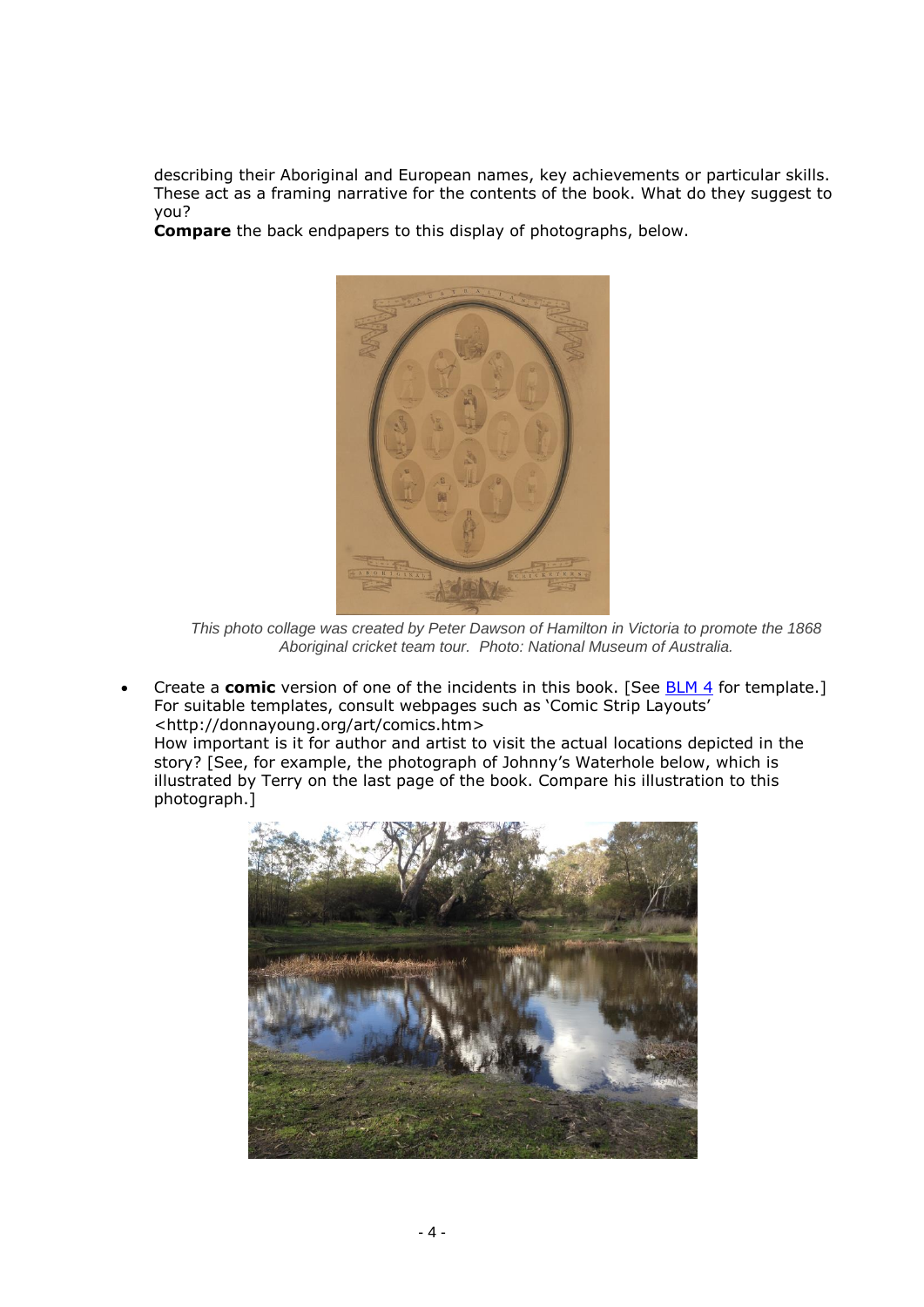describing their Aboriginal and European names, key achievements or particular skills. These act as a framing narrative for the contents of the book. What do they suggest to you?

**Compare** the back endpapers to this display of photographs, below.

*This photo collage was created by Peter Dawson of Hamilton in Victoria to promote the 1868 Aboriginal cricket team tour. Photo: National Museum of Australia.*

- Create a **comic** version of one of the incidents in this book. [See BLM 4 for template.] For suitable templates, consult webpages such as 'Comic Strip Layouts' <http://donnayoung.org/art/comics.htm>
  How important is it for author and artist to visit the actual locations depicted in the story? [See, for example, the photograph of Johnny's Waterhole below, which is illustrated by Terry on the last page of the book. Compare his illustration to this photograph.]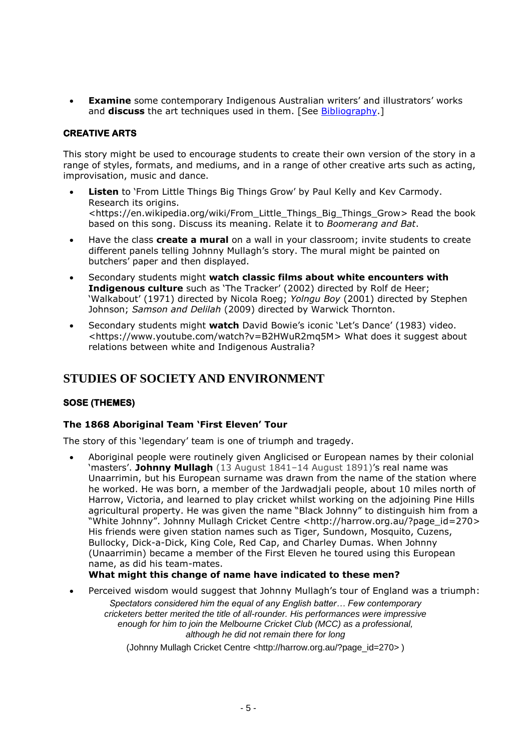- **Examine** some contemporary Indigenous Australian writers' and illustrators' works and **discuss** the art techniques used in them. [See Bibliography.]

### CREATIVE ARTS

This story might be used to encourage students to create their own version of the story in a range of styles, formats, and mediums, and in a range of other creative arts such as acting, improvisation, music and dance.

- **Listen** to 'From Little Things Big Things Grow' by Paul Kelly and Kev Carmody. Research its origins. <https://en.wikipedia.org/wiki/From_Little_Things_Big_Things_Grow> Read the book based on this song. Discuss its meaning. Relate it to *Boomerang and Bat*.
- Have the class **create a mural** on a wall in your classroom; invite students to create different panels telling Johnny Mullagh's story. The mural might be painted on butchers' paper and then displayed.
- Secondary students might **watch classic films about white encounters with Indigenous culture** such as 'The Tracker' (2002) directed by Rolf de Heer; 'Walkabout' (1971) directed by Nicola Roeg; *Yolngu Boy* (2001) directed by Stephen Johnson; *Samson and Delilah* (2009) directed by Warwick Thornton.
- Secondary students might **watch** David Bowie's iconic 'Let's Dance' (1983) video. <https://www.youtube.com/watch?v=B2HWuR2mq5M> What does it suggest about relations between white and Indigenous Australia?

## STUDIES OF SOCIETY AND ENVIRONMENT

### SOSE (THEMES)

#### The 1868 Aboriginal Team 'First Eleven' Tour

The story of this 'legendary' team is one of triumph and tragedy.

- Aboriginal people were routinely given Anglicised or European names by their colonial 'masters'. **Johnny Mullagh** (13 August 1841–14 August 1891)'s real name was Unaarrimin, but his European surname was drawn from the name of the station where he worked. He was born, a member of the Jardwadjali people, about 10 miles north of Harrow, Victoria, and learned to play cricket whilst working on the adjoining Pine Hills agricultural property. He was given the name "Black Johnny" to distinguish him from a "White Johnny". Johnny Mullagh Cricket Centre <http://harrow.org.au/?page_id=270> His friends were given station names such as Tiger, Sundown, Mosquito, Cuzens, Bullocky, Dick-a-Dick, King Cole, Red Cap, and Charley Dumas. When Johnny (Unaarrimin) became a member of the First Eleven he toured using this European name, as did his team-mates.
  **What might this change of name have indicated to these men?**
- Perceived wisdom would suggest that Johnny Mullagh's tour of England was a triumph:

  > *Spectators considered him the equal of any English batter… Few contemporary cricketers better merited the title of all-rounder. His performances were impressive enough for him to join the Melbourne Cricket Club (MCC) as a professional, although he did not remain there for long*
  >
  > (Johnny Mullagh Cricket Centre <http://harrow.org.au/?page_id=270> )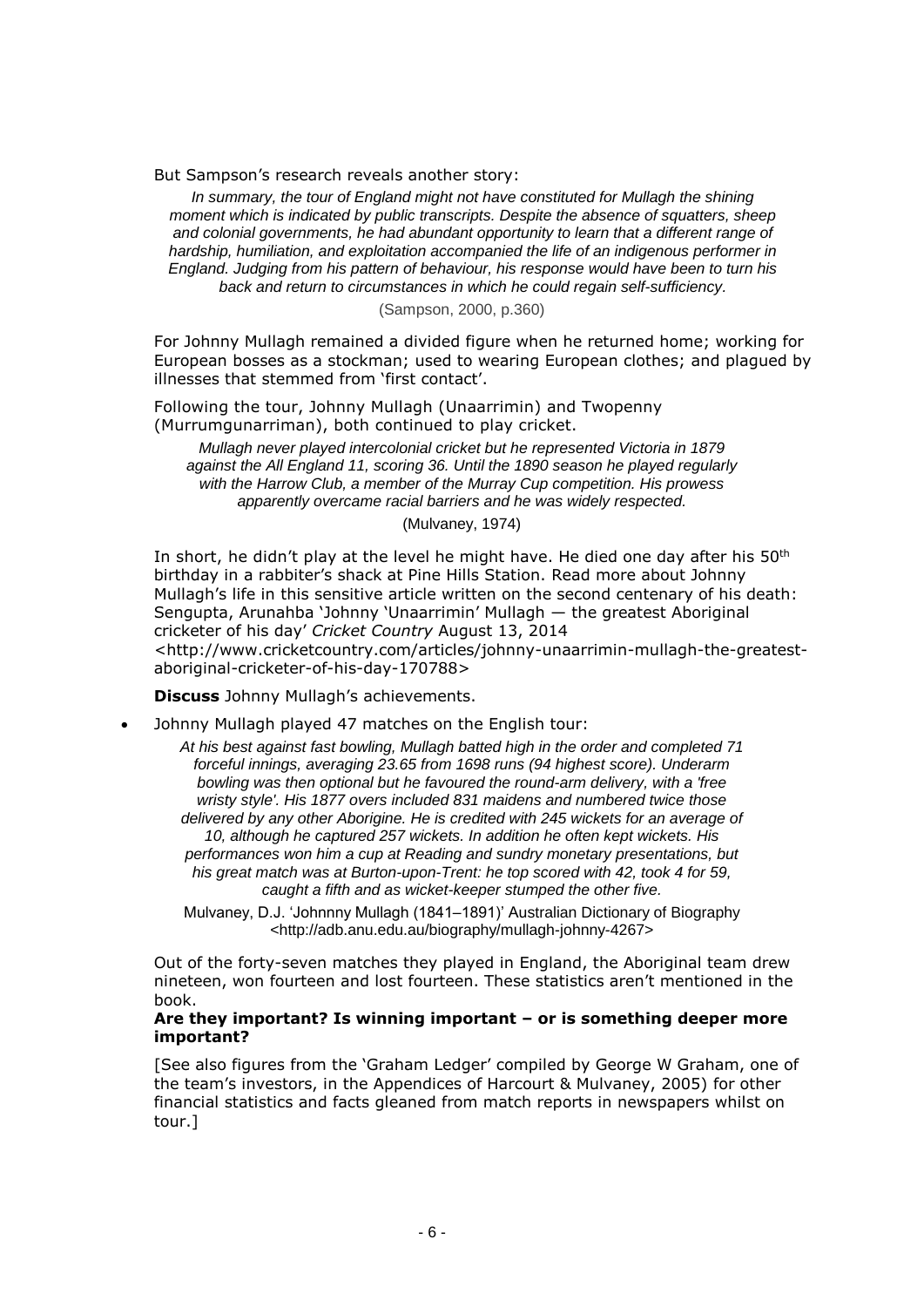But Sampson's research reveals another story:

> *In summary, the tour of England might not have constituted for Mullagh the shining moment which is indicated by public transcripts. Despite the absence of squatters, sheep and colonial governments, he had abundant opportunity to learn that a different range of hardship, humiliation, and exploitation accompanied the life of an indigenous performer in England. Judging from his pattern of behaviour, his response would have been to turn his back and return to circumstances in which he could regain self-sufficiency.*
>
> (Sampson, 2000, p.360)

For Johnny Mullagh remained a divided figure when he returned home; working for European bosses as a stockman; used to wearing European clothes; and plagued by illnesses that stemmed from 'first contact'.

Following the tour, Johnny Mullagh (Unaarrimin) and Twopenny (Murrumgunarriman), both continued to play cricket.

> *Mullagh never played intercolonial cricket but he represented Victoria in 1879 against the All England 11, scoring 36. Until the 1890 season he played regularly with the Harrow Club, a member of the Murray Cup competition. His prowess apparently overcame racial barriers and he was widely respected.*
>
> (Mulvaney, 1974)

In short, he didn't play at the level he might have. He died one day after his 50th birthday in a rabbiter's shack at Pine Hills Station. Read more about Johnny Mullagh's life in this sensitive article written on the second centenary of his death: Sengupta, Arunahba 'Johnny 'Unaarrimin' Mullagh — the greatest Aboriginal cricketer of his day' *Cricket Country* August 13, 2014 <http://www.cricketcountry.com/articles/johnny-unaarrimin-mullagh-the-greatest-aboriginal-cricketer-of-his-day-170788>

**Discuss** Johnny Mullagh's achievements.

- Johnny Mullagh played 47 matches on the English tour:

> *At his best against fast bowling, Mullagh batted high in the order and completed 71 forceful innings, averaging 23.65 from 1698 runs (94 highest score). Underarm bowling was then optional but he favoured the round-arm delivery, with a 'free wristy style'. His 1877 overs included 831 maidens and numbered twice those delivered by any other Aborigine. He is credited with 245 wickets for an average of 10, although he captured 257 wickets. In addition he often kept wickets. His performances won him a cup at Reading and sundry monetary presentations, but his great match was at Burton-upon-Trent: he top scored with 42, took 4 for 59, caught a fifth and as wicket-keeper stumped the other five.*
>
> Mulvaney, D.J. 'Johnnny Mullagh (1841–1891)' Australian Dictionary of Biography <http://adb.anu.edu.au/biography/mullagh-johnny-4267>

Out of the forty-seven matches they played in England, the Aboriginal team drew nineteen, won fourteen and lost fourteen. These statistics aren't mentioned in the book.

**Are they important? Is winning important – or is something deeper more important?**

[See also figures from the 'Graham Ledger' compiled by George W Graham, one of the team's investors, in the Appendices of Harcourt & Mulvaney, 2005) for other financial statistics and facts gleaned from match reports in newspapers whilst on tour.]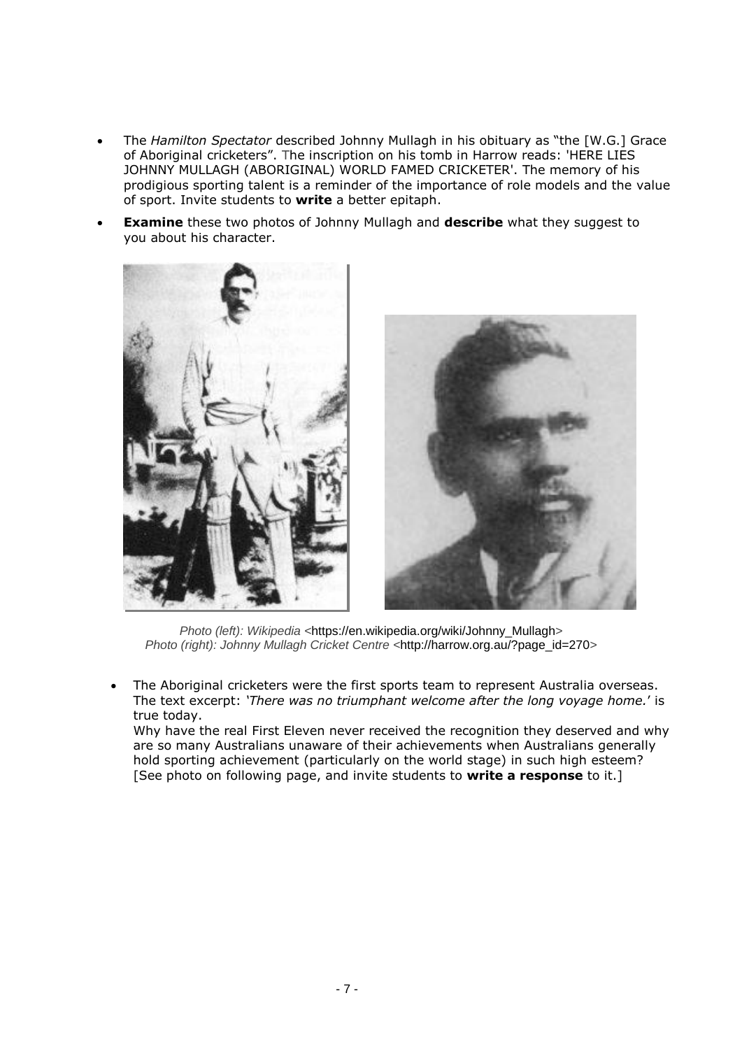- The *Hamilton Spectator* described Johnny Mullagh in his obituary as "the [W.G.] Grace of Aboriginal cricketers". The inscription on his tomb in Harrow reads: 'HERE LIES JOHNNY MULLAGH (ABORIGINAL) WORLD FAMED CRICKETER'. The memory of his prodigious sporting talent is a reminder of the importance of role models and the value of sport. Invite students to **write** a better epitaph.
- **Examine** these two photos of Johnny Mullagh and **describe** what they suggest to you about his character.

*Photo (left): Wikipedia* <https://en.wikipedia.org/wiki/Johnny_Mullagh>
*Photo (right): Johnny Mullagh Cricket Centre* <http://harrow.org.au/?page_id=270>

- The Aboriginal cricketers were the first sports team to represent Australia overseas. The text excerpt: *'There was no triumphant welcome after the long voyage home.'* is true today.
  Why have the real First Eleven never received the recognition they deserved and why are so many Australians unaware of their achievements when Australians generally hold sporting achievement (particularly on the world stage) in such high esteem? [See photo on following page, and invite students to **write a response** to it.]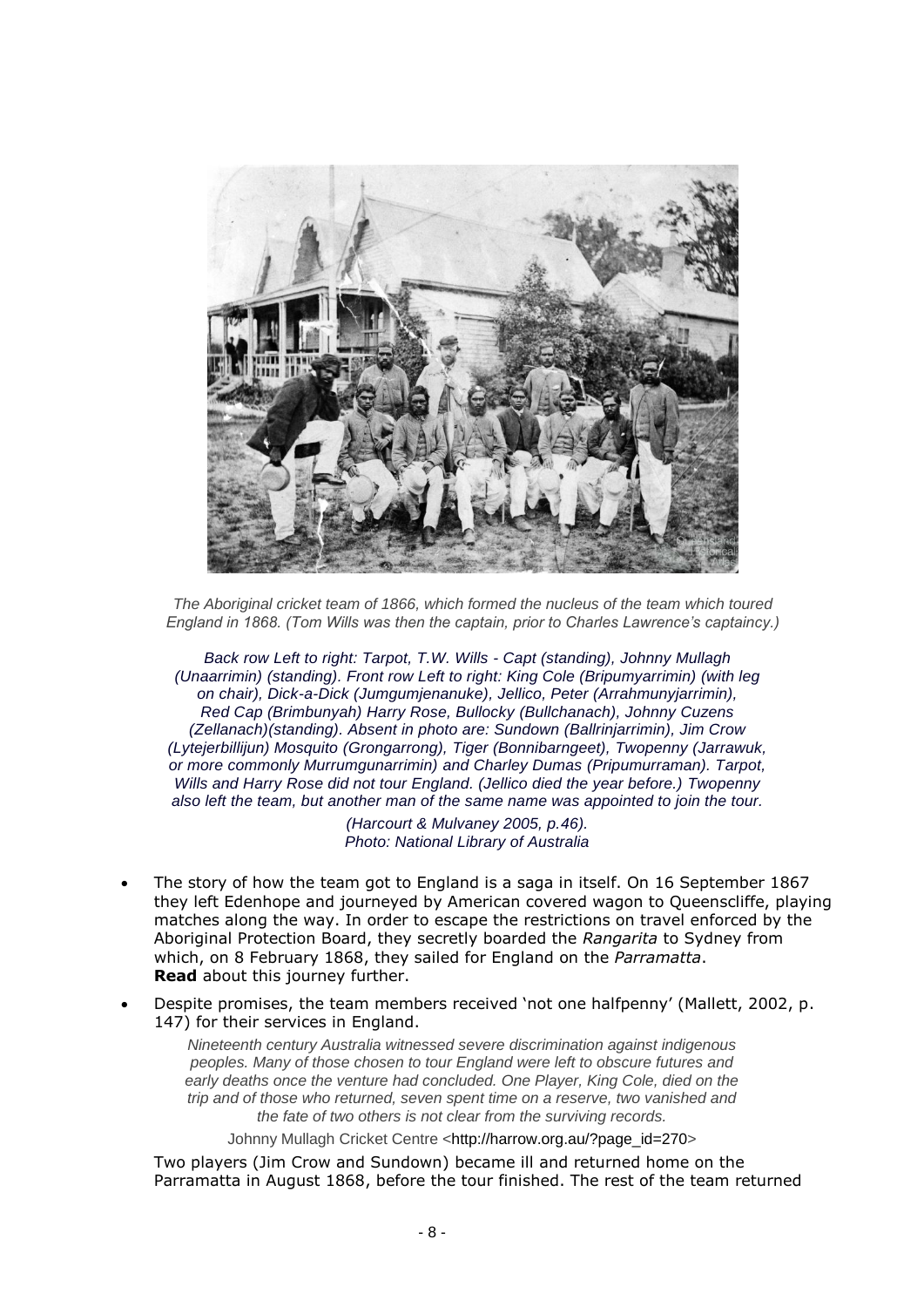*The Aboriginal cricket team of 1866, which formed the nucleus of the team which toured England in 1868. (Tom Wills was then the captain, prior to Charles Lawrence's captaincy.)*

*Back row Left to right: Tarpot, T.W. Wills - Capt (standing), Johnny Mullagh (Unaarrimin) (standing). Front row Left to right: King Cole (Bripumyarrimin) (with leg on chair), Dick-a-Dick (Jumgumjenanuke), Jellico, Peter (Arrahmunyjarrimin), Red Cap (Brimbunyah) Harry Rose, Bullocky (Bullchanach), Johnny Cuzens (Zellanach)(standing). Absent in photo are: Sundown (Ballrinjarrimin), Jim Crow (Lytejerbillijun) Mosquito (Grongarrong), Tiger (Bonnibarngeet), Twopenny (Jarrawuk, or more commonly Murrumgunarrimin) and Charley Dumas (Pripumurraman). Tarpot, Wills and Harry Rose did not tour England. (Jellico died the year before.) Twopenny also left the team, but another man of the same name was appointed to join the tour.*

*(Harcourt & Mulvaney 2005, p.46).*
*Photo: National Library of Australia*

- The story of how the team got to England is a saga in itself. On 16 September 1867 they left Edenhope and journeyed by American covered wagon to Queenscliffe, playing matches along the way. In order to escape the restrictions on travel enforced by the Aboriginal Protection Board, they secretly boarded the *Rangarita* to Sydney from which, on 8 February 1868, they sailed for England on the *Parramatta*.
**Read** about this journey further.
- Despite promises, the team members received 'not one halfpenny' (Mallett, 2002, p. 147) for their services in England.

  > *Nineteenth century Australia witnessed severe discrimination against indigenous peoples. Many of those chosen to tour England were left to obscure futures and early deaths once the venture had concluded. One Player, King Cole, died on the trip and of those who returned, seven spent time on a reserve, two vanished and the fate of two others is not clear from the surviving records.*
  >
  > Johnny Mullagh Cricket Centre <http://harrow.org.au/?page_id=270>

  Two players (Jim Crow and Sundown) became ill and returned home on the Parramatta in August 1868, before the tour finished. The rest of the team returned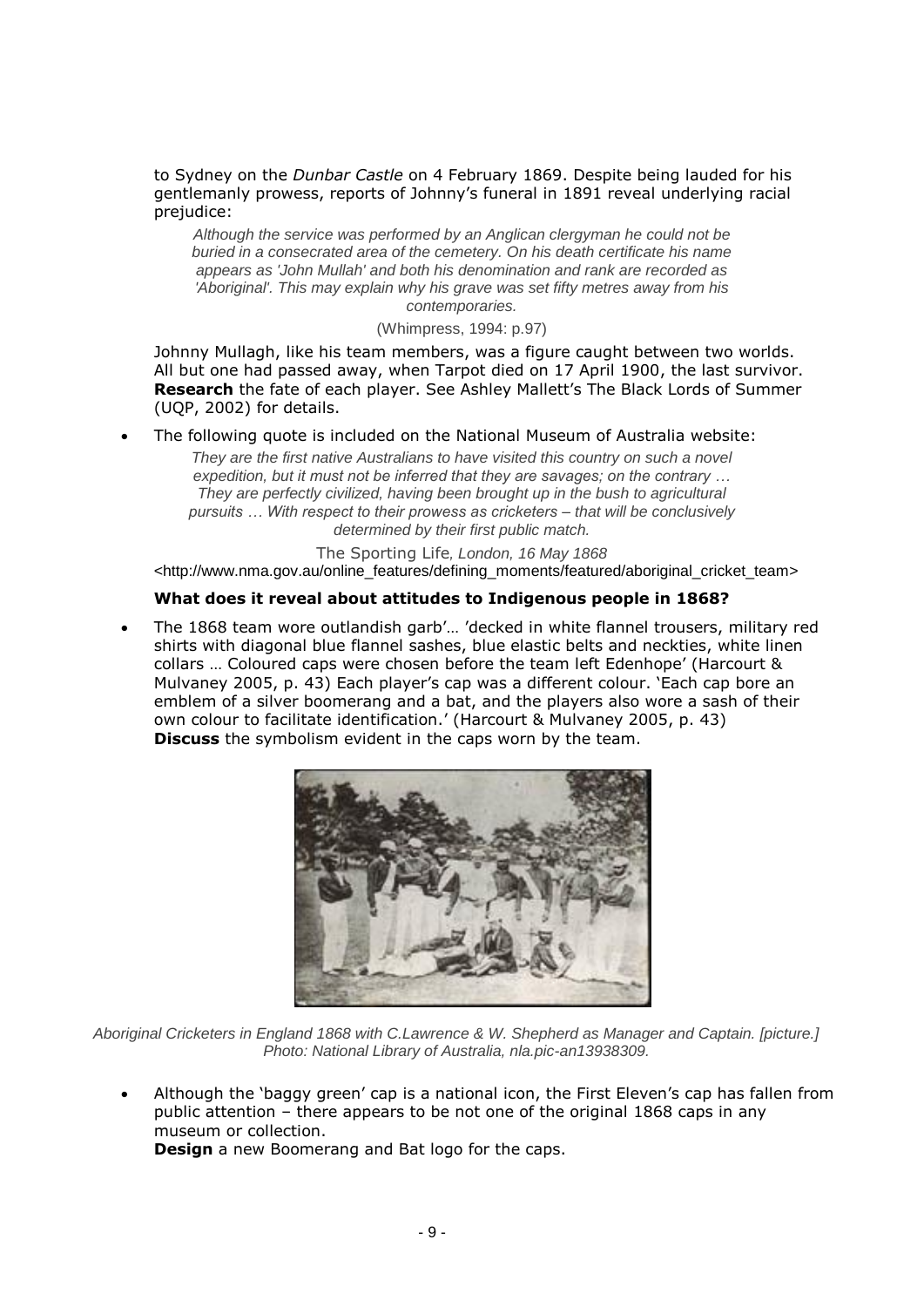to Sydney on the *Dunbar Castle* on 4 February 1869. Despite being lauded for his gentlemanly prowess, reports of Johnny's funeral in 1891 reveal underlying racial prejudice:

> *Although the service was performed by an Anglican clergyman he could not be buried in a consecrated area of the cemetery. On his death certificate his name appears as 'John Mullah' and both his denomination and rank are recorded as 'Aboriginal'. This may explain why his grave was set fifty metres away from his contemporaries.*
>
> (Whimpress, 1994: p.97)

Johnny Mullagh, like his team members, was a figure caught between two worlds. All but one had passed away, when Tarpot died on 17 April 1900, the last survivor. **Research** the fate of each player. See Ashley Mallett's The Black Lords of Summer (UQP, 2002) for details.

- The following quote is included on the National Museum of Australia website:

  > *They are the first native Australians to have visited this country on such a novel expedition, but it must not be inferred that they are savages; on the contrary … They are perfectly civilized, having been brought up in the bush to agricultural pursuits … With respect to their prowess as cricketers – that will be conclusively determined by their first public match.*
  >
  > The Sporting Life*, London, 16 May 1868*

  <http://www.nma.gov.au/online_features/defining_moments/featured/aboriginal_cricket_team>

  **What does it reveal about attitudes to Indigenous people in 1868?**

- The 1868 team wore outlandish garb'… 'decked in white flannel trousers, military red shirts with diagonal blue flannel sashes, blue elastic belts and neckties, white linen collars … Coloured caps were chosen before the team left Edenhope' (Harcourt & Mulvaney 2005, p. 43) Each player's cap was a different colour. 'Each cap bore an emblem of a silver boomerang and a bat, and the players also wore a sash of their own colour to facilitate identification.' (Harcourt & Mulvaney 2005, p. 43)
  **Discuss** the symbolism evident in the caps worn by the team.

*Aboriginal Cricketers in England 1868 with C.Lawrence & W. Shepherd as Manager and Captain. [picture.] Photo: National Library of Australia, nla.pic-an13938309.*

- Although the 'baggy green' cap is a national icon, the First Eleven's cap has fallen from public attention – there appears to be not one of the original 1868 caps in any museum or collection.
  **Design** a new Boomerang and Bat logo for the caps.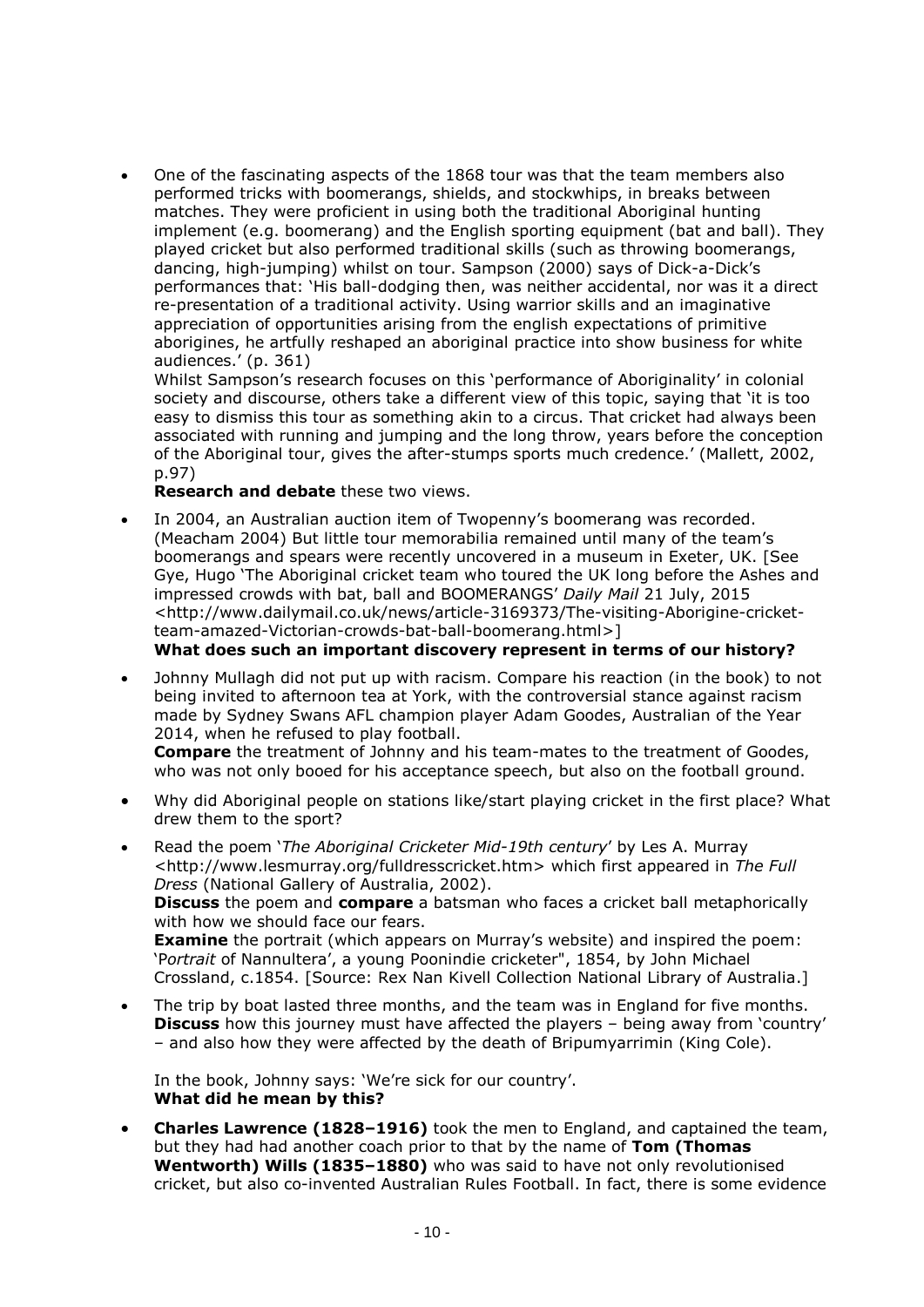- One of the fascinating aspects of the 1868 tour was that the team members also performed tricks with boomerangs, shields, and stockwhips, in breaks between matches. They were proficient in using both the traditional Aboriginal hunting implement (e.g. boomerang) and the English sporting equipment (bat and ball). They played cricket but also performed traditional skills (such as throwing boomerangs, dancing, high-jumping) whilst on tour. Sampson (2000) says of Dick-a-Dick's performances that: 'His ball-dodging then, was neither accidental, nor was it a direct re-presentation of a traditional activity. Using warrior skills and an imaginative appreciation of opportunities arising from the english expectations of primitive aborigines, he artfully reshaped an aboriginal practice into show business for white audiences.' (p. 361)

  Whilst Sampson's research focuses on this 'performance of Aboriginality' in colonial society and discourse, others take a different view of this topic, saying that 'it is too easy to dismiss this tour as something akin to a circus. That cricket had always been associated with running and jumping and the long throw, years before the conception of the Aboriginal tour, gives the after-stumps sports much credence.' (Mallett, 2002, p.97)

  **Research and debate** these two views.

- In 2004, an Australian auction item of Twopenny's boomerang was recorded. (Meacham 2004) But little tour memorabilia remained until many of the team's boomerangs and spears were recently uncovered in a museum in Exeter, UK. [See Gye, Hugo 'The Aboriginal cricket team who toured the UK long before the Ashes and impressed crowds with bat, ball and BOOMERANGS' *Daily Mail* 21 July, 2015 <http://www.dailymail.co.uk/news/article-3169373/The-visiting-Aborigine-cricket-team-amazed-Victorian-crowds-bat-ball-boomerang.html>]

  **What does such an important discovery represent in terms of our history?**

- Johnny Mullagh did not put up with racism. Compare his reaction (in the book) to not being invited to afternoon tea at York, with the controversial stance against racism made by Sydney Swans AFL champion player Adam Goodes, Australian of the Year 2014, when he refused to play football.

  **Compare** the treatment of Johnny and his team-mates to the treatment of Goodes, who was not only booed for his acceptance speech, but also on the football ground.

- Why did Aboriginal people on stations like/start playing cricket in the first place? What drew them to the sport?

- Read the poem '*The Aboriginal Cricketer Mid-19th century*' by Les A. Murray <http://www.lesmurray.org/fulldresscricket.htm> which first appeared in *The Full Dress* (National Gallery of Australia, 2002).

  **Discuss** the poem and **compare** a batsman who faces a cricket ball metaphorically with how we should face our fears.

  **Examine** the portrait (which appears on Murray's website) and inspired the poem: '*Portrait* of Nannultera', a young Poonindie cricketer", 1854, by John Michael Crossland, c.1854. [Source: Rex Nan Kivell Collection National Library of Australia.]

- The trip by boat lasted three months, and the team was in England for five months. **Discuss** how this journey must have affected the players – being away from 'country' – and also how they were affected by the death of Bripumyarrimin (King Cole).

  In the book, Johnny says: 'We're sick for our country'.

  **What did he mean by this?**

- **Charles Lawrence (1828–1916)** took the men to England, and captained the team, but they had had another coach prior to that by the name of **Tom (Thomas Wentworth) Wills (1835–1880)** who was said to have not only revolutionised cricket, but also co-invented Australian Rules Football. In fact, there is some evidence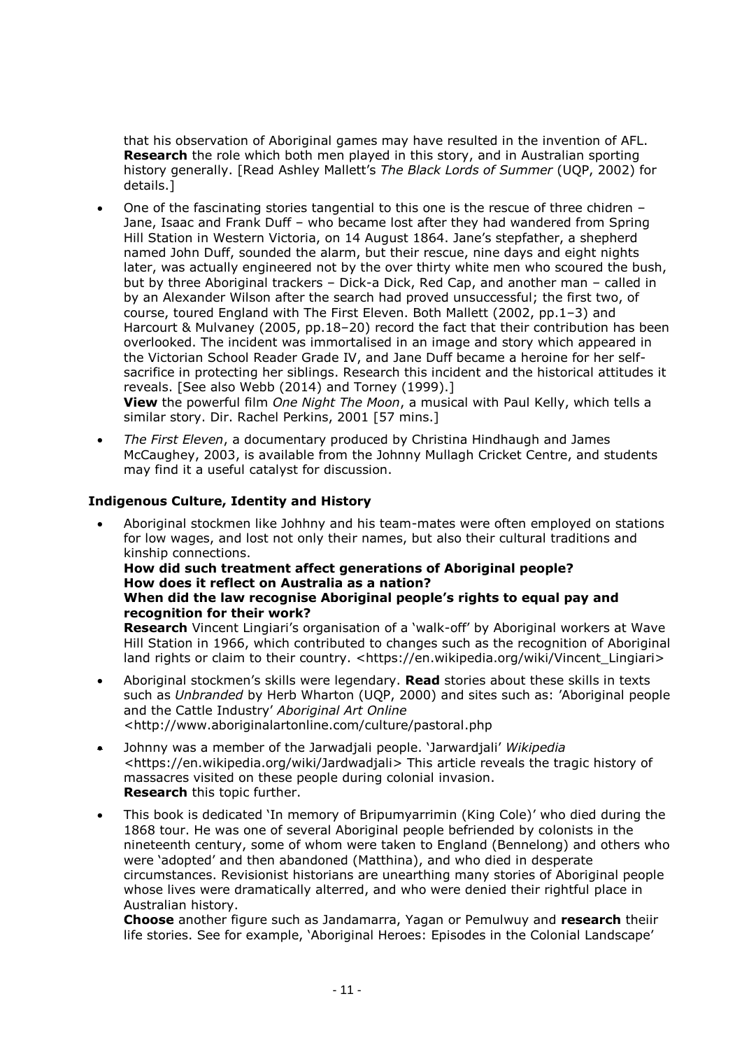that his observation of Aboriginal games may have resulted in the invention of AFL. **Research** the role which both men played in this story, and in Australian sporting history generally. [Read Ashley Mallett's *The Black Lords of Summer* (UQP, 2002) for details.]

- One of the fascinating stories tangential to this one is the rescue of three chidren – Jane, Isaac and Frank Duff – who became lost after they had wandered from Spring Hill Station in Western Victoria, on 14 August 1864. Jane's stepfather, a shepherd named John Duff, sounded the alarm, but their rescue, nine days and eight nights later, was actually engineered not by the over thirty white men who scoured the bush, but by three Aboriginal trackers – Dick-a Dick, Red Cap, and another man – called in by an Alexander Wilson after the search had proved unsuccessful; the first two, of course, toured England with The First Eleven. Both Mallett (2002, pp.1–3) and Harcourt & Mulvaney (2005, pp.18–20) record the fact that their contribution has been overlooked. The incident was immortalised in an image and story which appeared in the Victorian School Reader Grade IV, and Jane Duff became a heroine for her self-sacrifice in protecting her siblings. Research this incident and the historical attitudes it reveals. [See also Webb (2014) and Torney (1999).]
  **View** the powerful film *One Night The Moon*, a musical with Paul Kelly, which tells a similar story. Dir. Rachel Perkins, 2001 [57 mins.]

- *The First Eleven*, a documentary produced by Christina Hindhaugh and James McCaughey, 2003, is available from the Johnny Mullagh Cricket Centre, and students may find it a useful catalyst for discussion.

### Indigenous Culture, Identity and History

- Aboriginal stockmen like Johhny and his team-mates were often employed on stations for low wages, and lost not only their names, but also their cultural traditions and kinship connections.
  **How did such treatment affect generations of Aboriginal people?**
  **How does it reflect on Australia as a nation?**
  **When did the law recognise Aboriginal people's rights to equal pay and recognition for their work?**
  **Research** Vincent Lingiari's organisation of a 'walk-off' by Aboriginal workers at Wave Hill Station in 1966, which contributed to changes such as the recognition of Aboriginal land rights or claim to their country. <https://en.wikipedia.org/wiki/Vincent_Lingiari>

- Aboriginal stockmen's skills were legendary. **Read** stories about these skills in texts such as *Unbranded* by Herb Wharton (UQP, 2000) and sites such as: 'Aboriginal people and the Cattle Industry' *Aboriginal Art Online* <http://www.aboriginalartonline.com/culture/pastoral.php

- Johnny was a member of the Jarwadjali people. 'Jarwardjali' *Wikipedia* <https://en.wikipedia.org/wiki/Jardwadjali> This article reveals the tragic history of massacres visited on these people during colonial invasion.
  **Research** this topic further.

- This book is dedicated 'In memory of Bripumyarrimin (King Cole)' who died during the 1868 tour. He was one of several Aboriginal people befriended by colonists in the nineteenth century, some of whom were taken to England (Bennelong) and others who were 'adopted' and then abandoned (Matthina), and who died in desperate circumstances. Revisionist historians are unearthing many stories of Aboriginal people whose lives were dramatically alterred, and who were denied their rightful place in Australian history.
  **Choose** another figure such as Jandamarra, Yagan or Pemulwuy and **research** theiir life stories. See for example, 'Aboriginal Heroes: Episodes in the Colonial Landscape'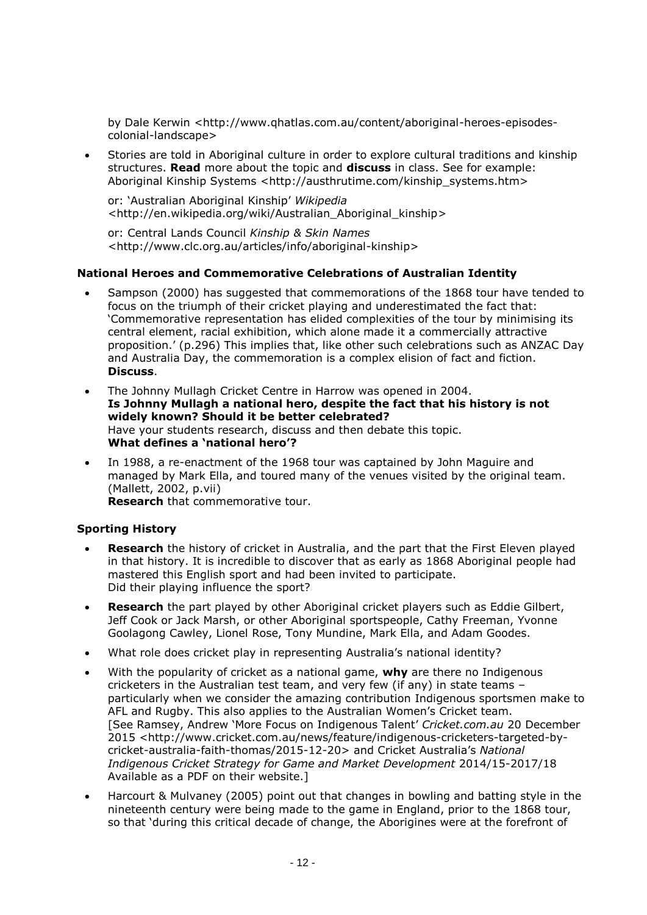by Dale Kerwin <http://www.qhatlas.com.au/content/aboriginal-heroes-episodes-colonial-landscape>

- Stories are told in Aboriginal culture in order to explore cultural traditions and kinship structures. **Read** more about the topic and **discuss** in class. See for example: Aboriginal Kinship Systems <http://austhrutime.com/kinship_systems.htm>

  or: 'Australian Aboriginal Kinship' *Wikipedia* <http://en.wikipedia.org/wiki/Australian_Aboriginal_kinship>

  or: Central Lands Council *Kinship & Skin Names* <http://www.clc.org.au/articles/info/aboriginal-kinship>

### National Heroes and Commemorative Celebrations of Australian Identity

- Sampson (2000) has suggested that commemorations of the 1868 tour have tended to focus on the triumph of their cricket playing and underestimated the fact that: 'Commemorative representation has elided complexities of the tour by minimising its central element, racial exhibition, which alone made it a commercially attractive proposition.' (p.296) This implies that, like other such celebrations such as ANZAC Day and Australia Day, the commemoration is a complex elision of fact and fiction. **Discuss**.
- The Johnny Mullagh Cricket Centre in Harrow was opened in 2004. **Is Johnny Mullagh a national hero, despite the fact that his history is not widely known? Should it be better celebrated?** Have your students research, discuss and then debate this topic. **What defines a 'national hero'?**
- In 1988, a re-enactment of the 1968 tour was captained by John Maguire and managed by Mark Ella, and toured many of the venues visited by the original team. (Mallett, 2002, p.vii) **Research** that commemorative tour.

### Sporting History

- **Research** the history of cricket in Australia, and the part that the First Eleven played in that history. It is incredible to discover that as early as 1868 Aboriginal people had mastered this English sport and had been invited to participate. Did their playing influence the sport?
- **Research** the part played by other Aboriginal cricket players such as Eddie Gilbert, Jeff Cook or Jack Marsh, or other Aboriginal sportspeople, Cathy Freeman, Yvonne Goolagong Cawley, Lionel Rose, Tony Mundine, Mark Ella, and Adam Goodes.
- What role does cricket play in representing Australia's national identity?
- With the popularity of cricket as a national game, **why** are there no Indigenous cricketers in the Australian test team, and very few (if any) in state teams – particularly when we consider the amazing contribution Indigenous sportsmen make to AFL and Rugby. This also applies to the Australian Women's Cricket team. [See Ramsey, Andrew 'More Focus on Indigenous Talent' *Cricket.com.au* 20 December 2015 <http://www.cricket.com.au/news/feature/indigenous-cricketers-targeted-by-cricket-australia-faith-thomas/2015-12-20> and Cricket Australia's *National Indigenous Cricket Strategy for Game and Market Development* 2014/15-2017/18 Available as a PDF on their website.]
- Harcourt & Mulvaney (2005) point out that changes in bowling and batting style in the nineteenth century were being made to the game in England, prior to the 1868 tour, so that 'during this critical decade of change, the Aborigines were at the forefront of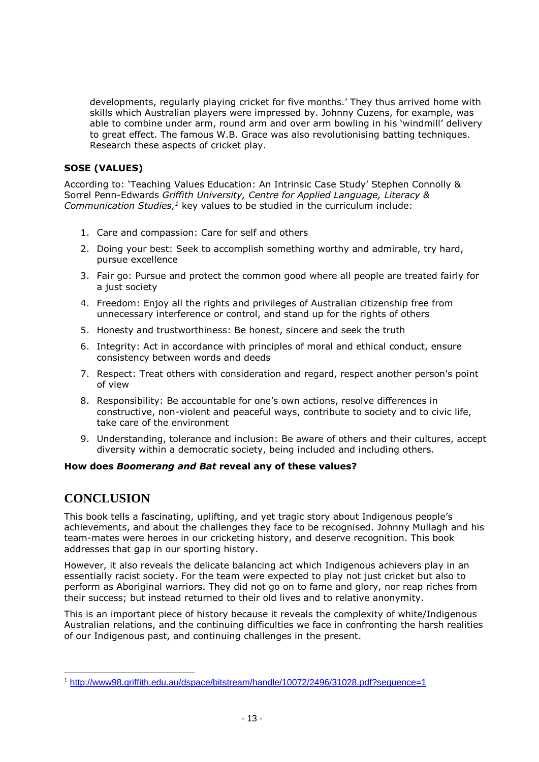developments, regularly playing cricket for five months.' They thus arrived home with skills which Australian players were impressed by. Johnny Cuzens, for example, was able to combine under arm, round arm and over arm bowling in his 'windmill' delivery to great effect. The famous W.B. Grace was also revolutionising batting techniques. Research these aspects of cricket play.

**SOSE (VALUES)**

According to: 'Teaching Values Education: An Intrinsic Case Study' Stephen Connolly & Sorrel Penn-Edwards *Griffith University, Centre for Applied Language, Literacy & Communication Studies,*[1] key values to be studied in the curriculum include:

1. Care and compassion: Care for self and others
2. Doing your best: Seek to accomplish something worthy and admirable, try hard, pursue excellence
3. Fair go: Pursue and protect the common good where all people are treated fairly for a just society
4. Freedom: Enjoy all the rights and privileges of Australian citizenship free from unnecessary interference or control, and stand up for the rights of others
5. Honesty and trustworthiness: Be honest, sincere and seek the truth
6. Integrity: Act in accordance with principles of moral and ethical conduct, ensure consistency between words and deeds
7. Respect: Treat others with consideration and regard, respect another person's point of view
8. Responsibility: Be accountable for one's own actions, resolve differences in constructive, non-violent and peaceful ways, contribute to society and to civic life, take care of the environment
9. Understanding, tolerance and inclusion: Be aware of others and their cultures, accept diversity within a democratic society, being included and including others.

**How does *Boomerang and Bat* reveal any of these values?**

## CONCLUSION

This book tells a fascinating, uplifting, and yet tragic story about Indigenous people's achievements, and about the challenges they face to be recognised. Johnny Mullagh and his team-mates were heroes in our cricketing history, and deserve recognition. This book addresses that gap in our sporting history.

However, it also reveals the delicate balancing act which Indigenous achievers play in an essentially racist society. For the team were expected to play not just cricket but also to perform as Aboriginal warriors. They did not go on to fame and glory, nor reap riches from their success; but instead returned to their old lives and to relative anonymity.

This is an important piece of history because it reveals the complexity of white/Indigenous Australian relations, and the continuing difficulties we face in confronting the harsh realities of our Indigenous past, and continuing challenges in the present.

[1] http://www98.griffith.edu.au/dspace/bitstream/handle/10072/2496/31028.pdf?sequence=1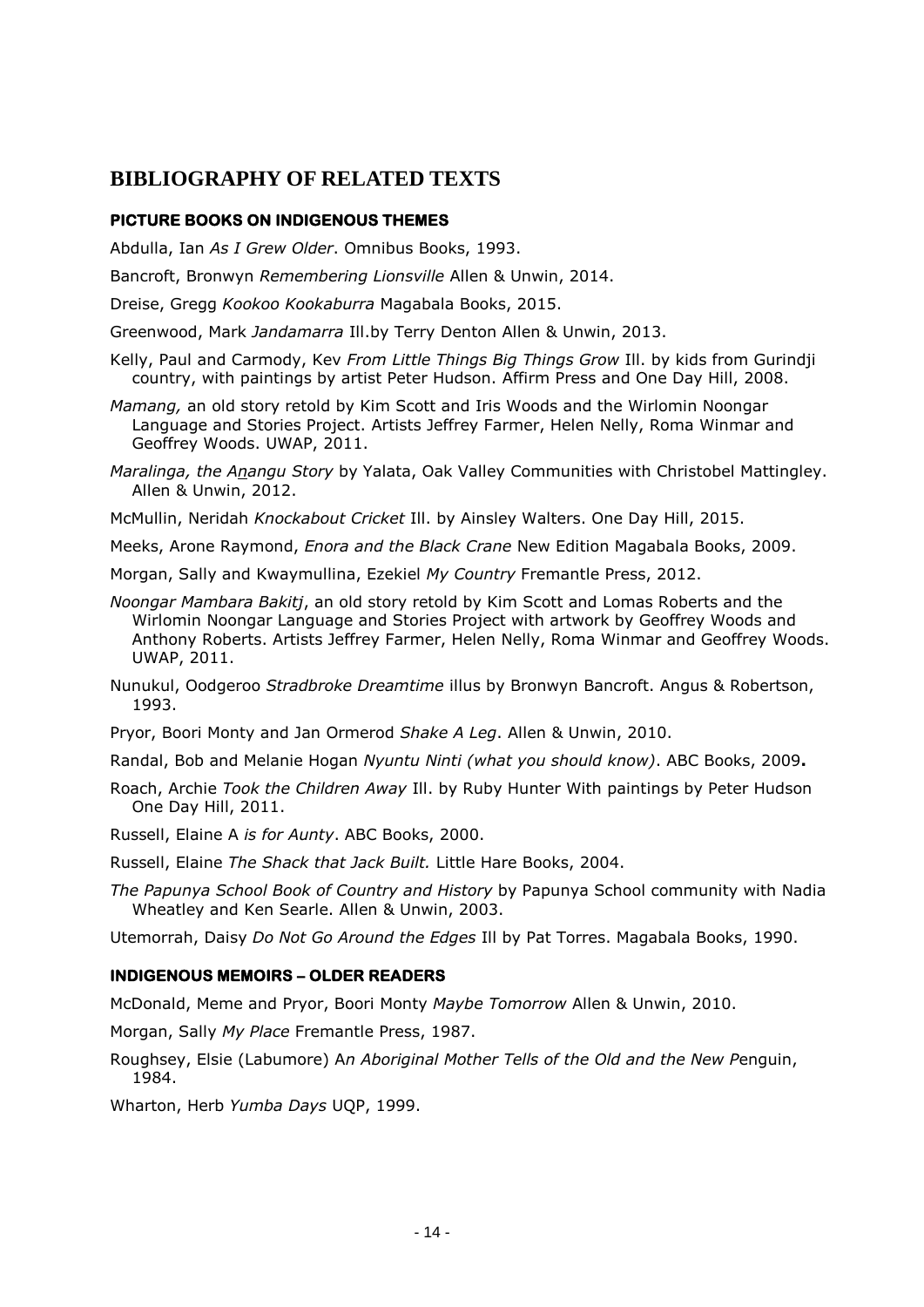## BIBLIOGRAPHY OF RELATED TEXTS

### PICTURE BOOKS ON INDIGENOUS THEMES

Abdulla, Ian *As I Grew Older*. Omnibus Books, 1993.

Bancroft, Bronwyn *Remembering Lionsville* Allen & Unwin, 2014.

Dreise, Gregg *Kookoo Kookaburra* Magabala Books, 2015.

Greenwood, Mark *Jandamarra* Ill.by Terry Denton Allen & Unwin, 2013.

Kelly, Paul and Carmody, Kev *From Little Things Big Things Grow* Ill. by kids from Gurindji country, with paintings by artist Peter Hudson. Affirm Press and One Day Hill, 2008.

*Mamang,* an old story retold by Kim Scott and Iris Woods and the Wirlomin Noongar Language and Stories Project. Artists Jeffrey Farmer, Helen Nelly, Roma Winmar and Geoffrey Woods. UWAP, 2011.

*Maralinga, the Anangu Story* by Yalata, Oak Valley Communities with Christobel Mattingley. Allen & Unwin, 2012.

McMullin, Neridah *Knockabout Cricket* Ill. by Ainsley Walters. One Day Hill, 2015.

Meeks, Arone Raymond, *Enora and the Black Crane* New Edition Magabala Books, 2009.

Morgan, Sally and Kwaymullina, Ezekiel *My Country* Fremantle Press, 2012.

*Noongar Mambara Bakitj*, an old story retold by Kim Scott and Lomas Roberts and the Wirlomin Noongar Language and Stories Project with artwork by Geoffrey Woods and Anthony Roberts. Artists Jeffrey Farmer, Helen Nelly, Roma Winmar and Geoffrey Woods. UWAP, 2011.

Nunukul, Oodgeroo *Stradbroke Dreamtime* illus by Bronwyn Bancroft. Angus & Robertson, 1993.

Pryor, Boori Monty and Jan Ormerod *Shake A Leg*. Allen & Unwin, 2010.

Randal, Bob and Melanie Hogan *Nyuntu Ninti (what you should know)*. ABC Books, 2009**.**

Roach, Archie *Took the Children Away* Ill. by Ruby Hunter With paintings by Peter Hudson One Day Hill, 2011.

Russell, Elaine A *is for Aunty*. ABC Books, 2000.

Russell, Elaine *The Shack that Jack Built.* Little Hare Books, 2004.

*The Papunya School Book of Country and History* by Papunya School community with Nadia Wheatley and Ken Searle. Allen & Unwin, 2003.

Utemorrah, Daisy *Do Not Go Around the Edges* Ill by Pat Torres. Magabala Books, 1990.

### INDIGENOUS MEMOIRS – OLDER READERS

McDonald, Meme and Pryor, Boori Monty *Maybe Tomorrow* Allen & Unwin, 2010.

Morgan, Sally *My Place* Fremantle Press, 1987.

Roughsey, Elsie (Labumore) A*n Aboriginal Mother Tells of the Old and the New P*enguin, 1984.

Wharton, Herb *Yumba Days* UQP, 1999.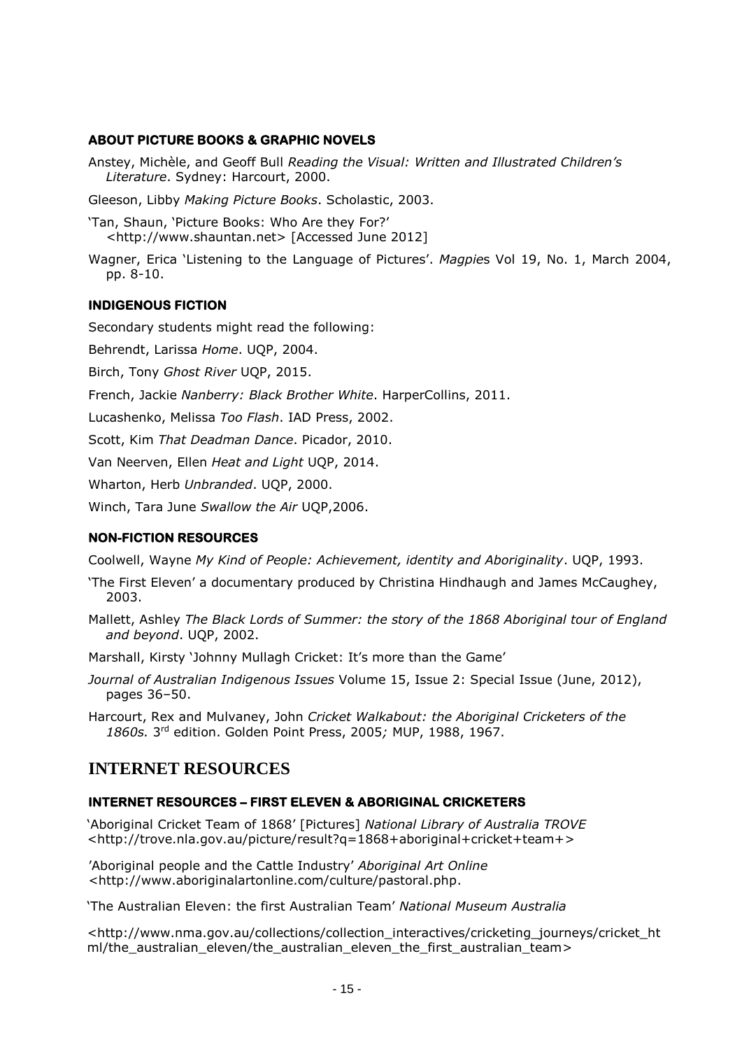### ABOUT PICTURE BOOKS & GRAPHIC NOVELS

Anstey, Michèle, and Geoff Bull *Reading the Visual: Written and Illustrated Children's Literature*. Sydney: Harcourt, 2000.

Gleeson, Libby *Making Picture Books*. Scholastic, 2003.

'Tan, Shaun, 'Picture Books: Who Are they For?' <http://www.shauntan.net> [Accessed June 2012]

Wagner, Erica 'Listening to the Language of Pictures'. *Magpie*s Vol 19, No. 1, March 2004, pp. 8-10.

### INDIGENOUS FICTION

Secondary students might read the following:

Behrendt, Larissa *Home*. UQP, 2004.

Birch, Tony *Ghost River* UQP, 2015.

French, Jackie *Nanberry: Black Brother White*. HarperCollins, 2011.

Lucashenko, Melissa *Too Flash*. IAD Press, 2002.

Scott, Kim *That Deadman Dance*. Picador, 2010.

Van Neerven, Ellen *Heat and Light* UQP, 2014.

Wharton, Herb *Unbranded*. UQP, 2000.

Winch, Tara June *Swallow the Air* UQP,2006.

### NON-FICTION RESOURCES

Coolwell, Wayne *My Kind of People: Achievement, identity and Aboriginality*. UQP, 1993.

'The First Eleven' a documentary produced by Christina Hindhaugh and James McCaughey, 2003.

Mallett, Ashley *The Black Lords of Summer: the story of the 1868 Aboriginal tour of England and beyond*. UQP, 2002.

Marshall, Kirsty 'Johnny Mullagh Cricket: It's more than the Game'

*Journal of Australian Indigenous Issues* Volume 15, Issue 2: Special Issue (June, 2012), pages 36–50.

Harcourt, Rex and Mulvaney, John *Cricket Walkabout: the Aboriginal Cricketers of the 1860s.* 3rd edition. Golden Point Press, 2005*;* MUP, 1988, 1967.

## INTERNET RESOURCES

### INTERNET RESOURCES – FIRST ELEVEN & ABORIGINAL CRICKETERS

'Aboriginal Cricket Team of 1868' [Pictures] *National Library of Australia TROVE* <http://trove.nla.gov.au/picture/result?q=1868+aboriginal+cricket+team+>

'Aboriginal people and the Cattle Industry' *Aboriginal Art Online* <http://www.aboriginalartonline.com/culture/pastoral.php.

'The Australian Eleven: the first Australian Team' *National Museum Australia*

<http://www.nma.gov.au/collections/collection_interactives/cricketing_journeys/cricket_html/the_australian_eleven/the_australian_eleven_the_first_australian_team>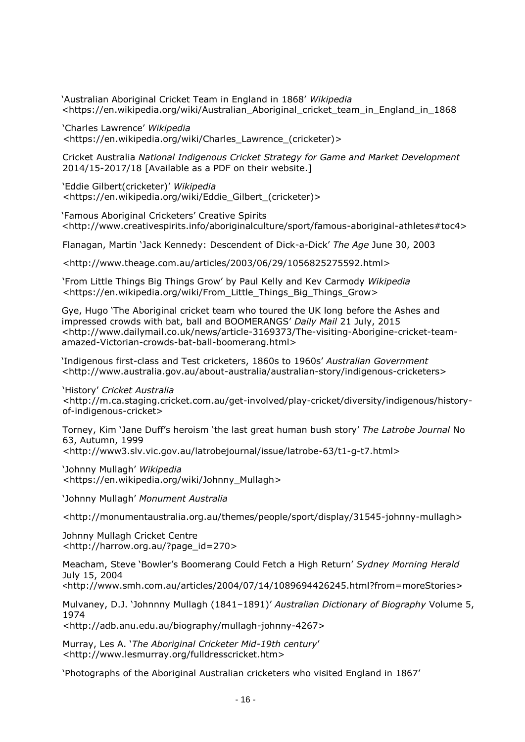'Australian Aboriginal Cricket Team in England in 1868' *Wikipedia* <https://en.wikipedia.org/wiki/Australian_Aboriginal_cricket_team_in_England_in_1868

'Charles Lawrence' *Wikipedia* <https://en.wikipedia.org/wiki/Charles_Lawrence_(cricketer)>

Cricket Australia *National Indigenous Cricket Strategy for Game and Market Development* 2014/15-2017/18 [Available as a PDF on their website.]

'Eddie Gilbert(cricketer)' *Wikipedia* <https://en.wikipedia.org/wiki/Eddie_Gilbert_(cricketer)>

'Famous Aboriginal Cricketers' Creative Spirits <http://www.creativespirits.info/aboriginalculture/sport/famous-aboriginal-athletes#toc4>

Flanagan, Martin 'Jack Kennedy: Descendent of Dick-a-Dick' *The Age* June 30, 2003

<http://www.theage.com.au/articles/2003/06/29/1056825275592.html>

'From Little Things Big Things Grow' by Paul Kelly and Kev Carmody *Wikipedia* <https://en.wikipedia.org/wiki/From_Little_Things_Big_Things_Grow>

Gye, Hugo 'The Aboriginal cricket team who toured the UK long before the Ashes and impressed crowds with bat, ball and BOOMERANGS' *Daily Mail* 21 July, 2015 <http://www.dailymail.co.uk/news/article-3169373/The-visiting-Aborigine-cricket-team-amazed-Victorian-crowds-bat-ball-boomerang.html>

'Indigenous first-class and Test cricketers, 1860s to 1960s' *Australian Government* <http://www.australia.gov.au/about-australia/australian-story/indigenous-cricketers>

'History' *Cricket Australia* <http://m.ca.staging.cricket.com.au/get-involved/play-cricket/diversity/indigenous/history-of-indigenous-cricket>

Torney, Kim 'Jane Duff's heroism 'the last great human bush story' *The Latrobe Journal* No 63, Autumn, 1999 <http://www3.slv.vic.gov.au/latrobejournal/issue/latrobe-63/t1-g-t7.html>

'Johnny Mullagh' *Wikipedia* <https://en.wikipedia.org/wiki/Johnny_Mullagh>

'Johnny Mullagh' *Monument Australia*

<http://monumentaustralia.org.au/themes/people/sport/display/31545-johnny-mullagh>

Johnny Mullagh Cricket Centre <http://harrow.org.au/?page_id=270>

Meacham, Steve 'Bowler's Boomerang Could Fetch a High Return' *Sydney Morning Herald* July 15, 2004 <http://www.smh.com.au/articles/2004/07/14/1089694426245.html?from=moreStories>

Mulvaney, D.J. 'Johnnny Mullagh (1841–1891)' *Australian Dictionary of Biography* Volume 5, 1974 <http://adb.anu.edu.au/biography/mullagh-johnny-4267>

Murray, Les A. '*The Aboriginal Cricketer Mid-19th century*' <http://www.lesmurray.org/fulldresscricket.htm>

'Photographs of the Aboriginal Australian cricketers who visited England in 1867'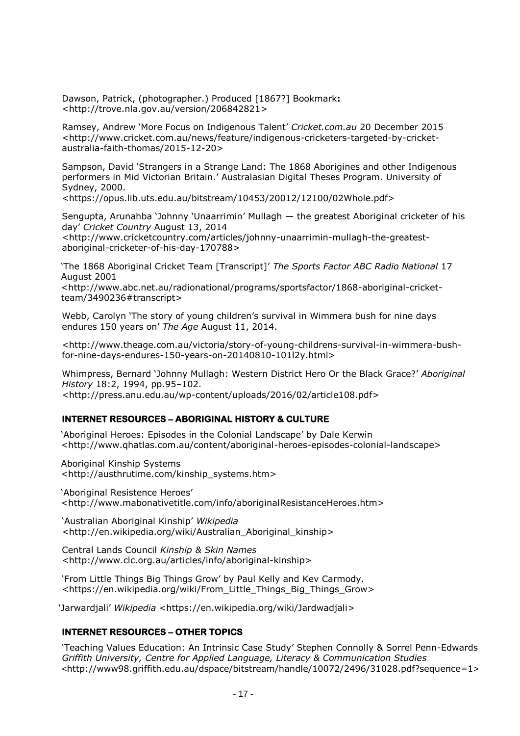Dawson, Patrick, (photographer.) Produced [1867?] Bookmark**:** <http://trove.nla.gov.au/version/206842821>

Ramsey, Andrew 'More Focus on Indigenous Talent' *Cricket.com.au* 20 December 2015 <http://www.cricket.com.au/news/feature/indigenous-cricketers-targeted-by-cricket-australia-faith-thomas/2015-12-20>

Sampson, David 'Strangers in a Strange Land: The 1868 Aborigines and other Indigenous performers in Mid Victorian Britain.' Australasian Digital Theses Program. University of Sydney, 2000.
<https://opus.lib.uts.edu.au/bitstream/10453/20012/12100/02Whole.pdf>

Sengupta, Arunahba 'Johnny 'Unaarrimin' Mullagh — the greatest Aboriginal cricketer of his day' *Cricket Country* August 13, 2014
<http://www.cricketcountry.com/articles/johnny-unaarrimin-mullagh-the-greatest-aboriginal-cricketer-of-his-day-170788>

'The 1868 Aboriginal Cricket Team [Transcript]' *The Sports Factor ABC Radio National* 17 August 2001
<http://www.abc.net.au/radionational/programs/sportsfactor/1868-aboriginal-cricket-team/3490236#transcript>

Webb, Carolyn 'The story of young children's survival in Wimmera bush for nine days endures 150 years on' *The Age* August 11, 2014.

<http://www.theage.com.au/victoria/story-of-young-childrens-survival-in-wimmera-bush-for-nine-days-endures-150-years-on-20140810-101l2y.html>

Whimpress, Bernard 'Johnny Mullagh: Western District Hero Or the Black Grace?' *Aboriginal History* 18:2, 1994, pp.95–102.
<http://press.anu.edu.au/wp-content/uploads/2016/02/article108.pdf>

### INTERNET RESOURCES – ABORIGINAL HISTORY & CULTURE

'Aboriginal Heroes: Episodes in the Colonial Landscape' by Dale Kerwin <http://www.qhatlas.com.au/content/aboriginal-heroes-episodes-colonial-landscape>

Aboriginal Kinship Systems
<http://austhrutime.com/kinship_systems.htm>

'Aboriginal Resistence Heroes'
<http://www.mabonativetitle.com/info/aboriginalResistanceHeroes.htm>

'Australian Aboriginal Kinship' *Wikipedia*
<http://en.wikipedia.org/wiki/Australian_Aboriginal_kinship>

Central Lands Council *Kinship & Skin Names*
<http://www.clc.org.au/articles/info/aboriginal-kinship>

'From Little Things Big Things Grow' by Paul Kelly and Kev Carmody.
<https://en.wikipedia.org/wiki/From_Little_Things_Big_Things_Grow>

'Jarwardjali' *Wikipedia* <https://en.wikipedia.org/wiki/Jardwadjali>

### INTERNET RESOURCES – OTHER TOPICS

'Teaching Values Education: An Intrinsic Case Study' Stephen Connolly & Sorrel Penn-Edwards *Griffith University, Centre for Applied Language, Literacy & Communication Studies* <http://www98.griffith.edu.au/dspace/bitstream/handle/10072/2496/31028.pdf?sequence=1>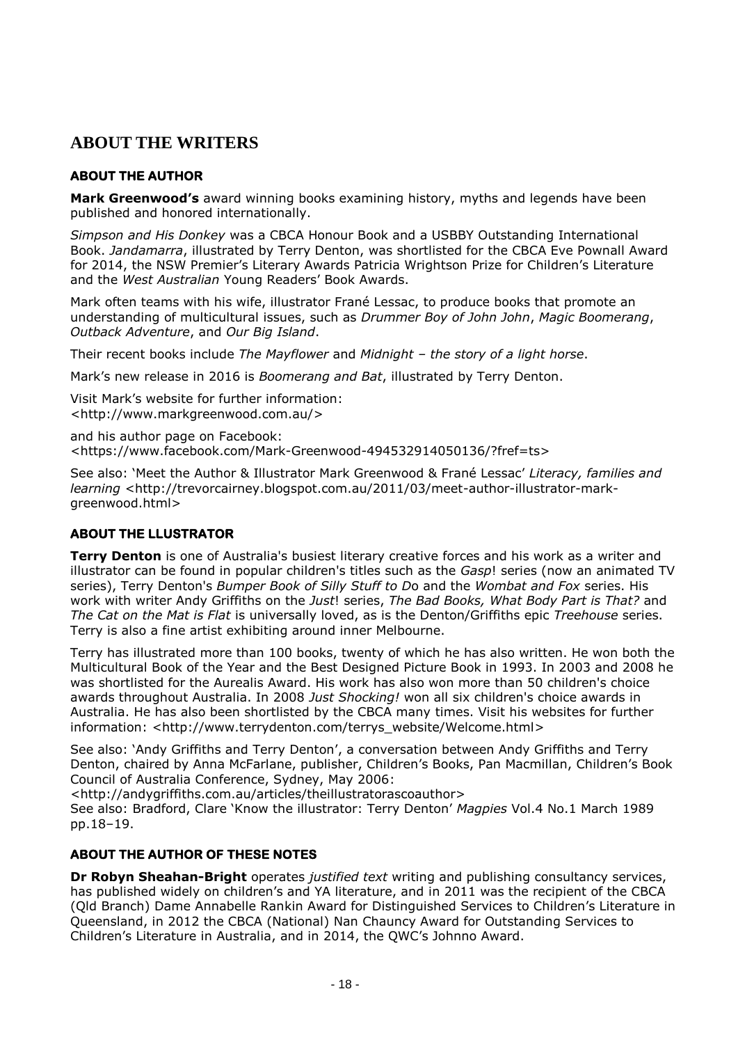# ABOUT THE WRITERS

## ABOUT THE AUTHOR

**Mark Greenwood's** award winning books examining history, myths and legends have been published and honored internationally.

*Simpson and His Donkey* was a CBCA Honour Book and a USBBY Outstanding International Book. *Jandamarra*, illustrated by Terry Denton, was shortlisted for the CBCA Eve Pownall Award for 2014, the NSW Premier's Literary Awards Patricia Wrightson Prize for Children's Literature and the *West Australian* Young Readers' Book Awards.

Mark often teams with his wife, illustrator Frané Lessac, to produce books that promote an understanding of multicultural issues, such as *Drummer Boy of John John*, *Magic Boomerang*, *Outback Adventure*, and *Our Big Island*.

Their recent books include *The Mayflower* and *Midnight – the story of a light horse*.

Mark's new release in 2016 is *Boomerang and Bat*, illustrated by Terry Denton.

Visit Mark's website for further information:
<http://www.markgreenwood.com.au/>

and his author page on Facebook:
<https://www.facebook.com/Mark-Greenwood-494532914050136/?fref=ts>

See also: 'Meet the Author & Illustrator Mark Greenwood & Frané Lessac' *Literacy, families and learning* <http://trevorcairney.blogspot.com.au/2011/03/meet-author-illustrator-mark-greenwood.html>

## ABOUT THE LLUSTRATOR

**Terry Denton** is one of Australia's busiest literary creative forces and his work as a writer and illustrator can be found in popular children's titles such as the *Gasp*! series (now an animated TV series), Terry Denton's *Bumper Book of Silly Stuff to D*o and the *Wombat and Fox* series. His work with writer Andy Griffiths on the *Just*! series, *The Bad Books, What Body Part is That?* and *The Cat on the Mat is Flat* is universally loved, as is the Denton/Griffiths epic *Treehouse* series. Terry is also a fine artist exhibiting around inner Melbourne.

Terry has illustrated more than 100 books, twenty of which he has also written. He won both the Multicultural Book of the Year and the Best Designed Picture Book in 1993. In 2003 and 2008 he was shortlisted for the Aurealis Award. His work has also won more than 50 children's choice awards throughout Australia. In 2008 *Just Shocking!* won all six children's choice awards in Australia. He has also been shortlisted by the CBCA many times. Visit his websites for further information: <http://www.terrydenton.com/terrys_website/Welcome.html>

See also: 'Andy Griffiths and Terry Denton', a conversation between Andy Griffiths and Terry Denton, chaired by Anna McFarlane, publisher, Children's Books, Pan Macmillan, Children's Book Council of Australia Conference, Sydney, May 2006:
<http://andygriffiths.com.au/articles/theillustratorascoauthor>
See also: Bradford, Clare 'Know the illustrator: Terry Denton' *Magpies* Vol.4 No.1 March 1989 pp.18–19.

## ABOUT THE AUTHOR OF THESE NOTES

**Dr Robyn Sheahan-Bright** operates *justified text* writing and publishing consultancy services, has published widely on children's and YA literature, and in 2011 was the recipient of the CBCA (Qld Branch) Dame Annabelle Rankin Award for Distinguished Services to Children's Literature in Queensland, in 2012 the CBCA (National) Nan Chauncy Award for Outstanding Services to Children's Literature in Australia, and in 2014, the QWC's Johnno Award.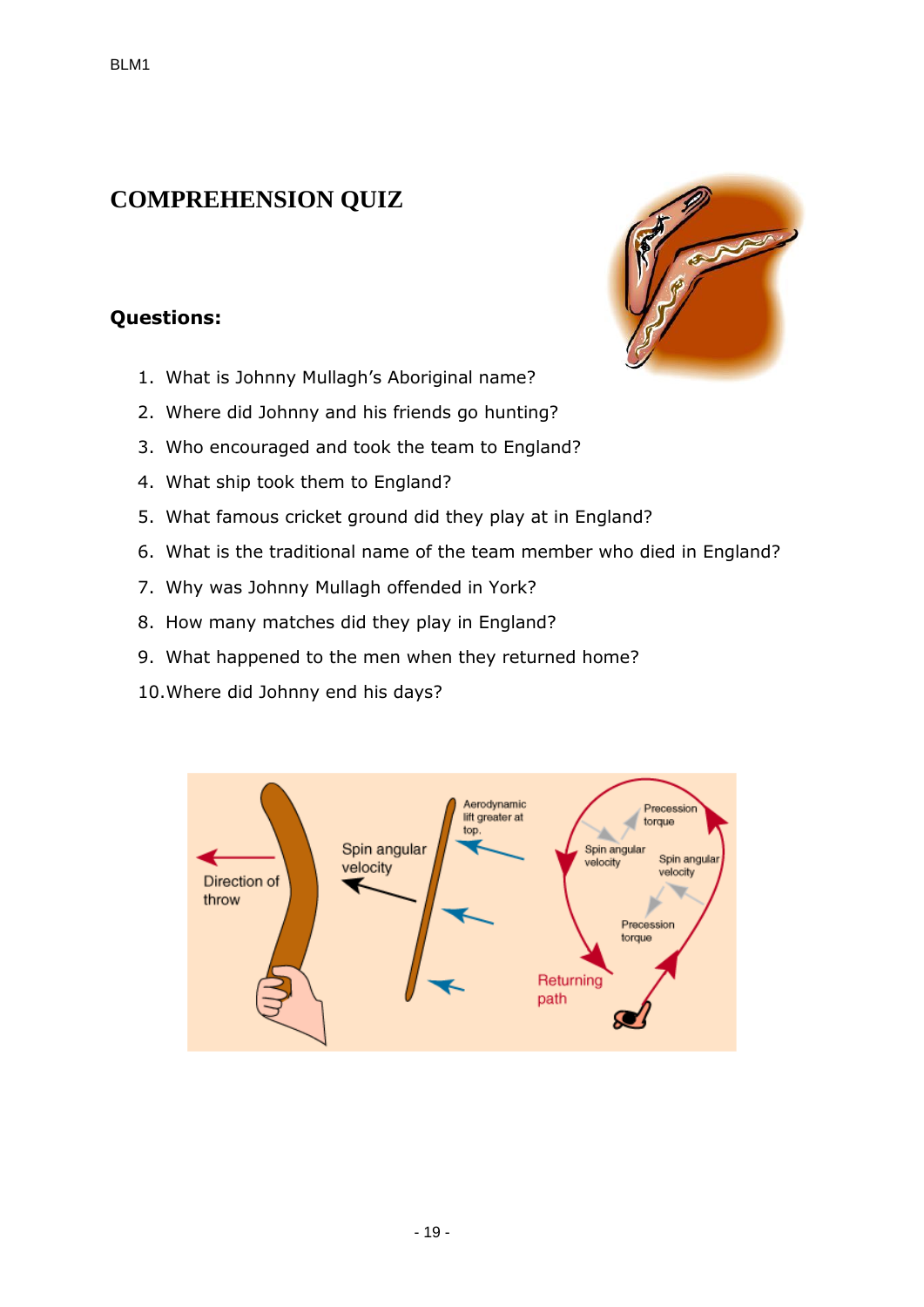# COMPREHENSION QUIZ

**Questions:**

1. What is Johnny Mullagh's Aboriginal name?
2. Where did Johnny and his friends go hunting?
3. Who encouraged and took the team to England?
4. What ship took them to England?
5. What famous cricket ground did they play at in England?
6. What is the traditional name of the team member who died in England?
7. Why was Johnny Mullagh offended in York?
8. How many matches did they play in England?
9. What happened to the men when they returned home?
10. Where did Johnny end his days?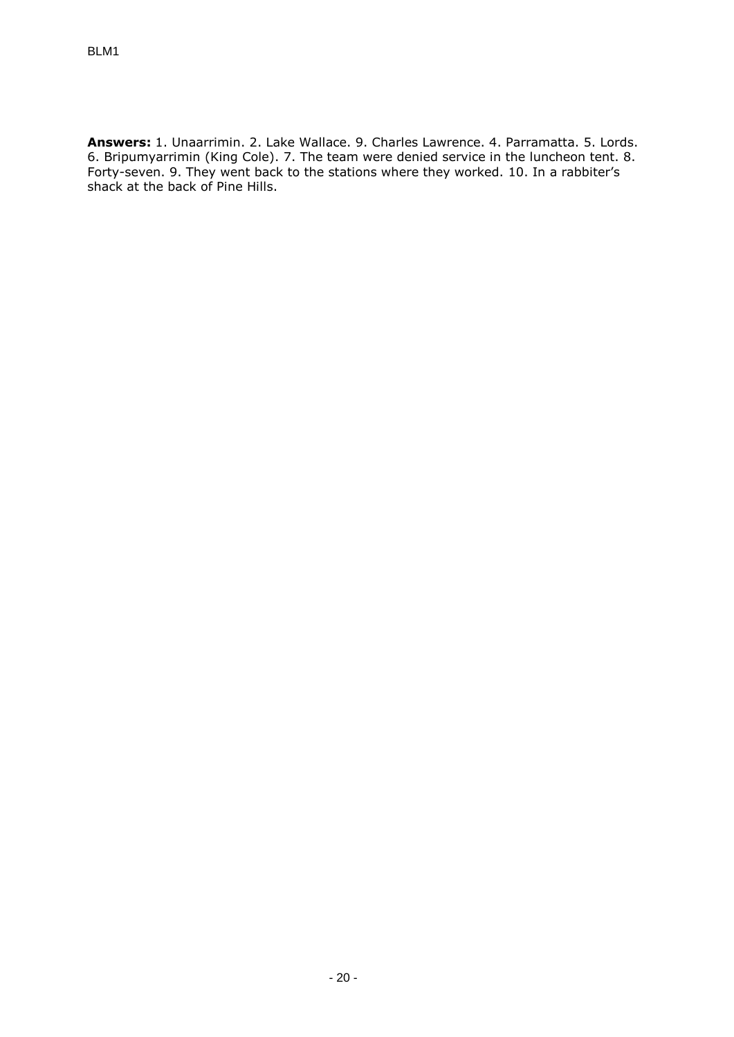BLM1

**Answers:** 1. Unaarrimin. 2. Lake Wallace. 9. Charles Lawrence. 4. Parramatta. 5. Lords. 6. Bripumyarrimin (King Cole). 7. The team were denied service in the luncheon tent. 8. Forty-seven. 9. They went back to the stations where they worked. 10. In a rabbiter's shack at the back of Pine Hills.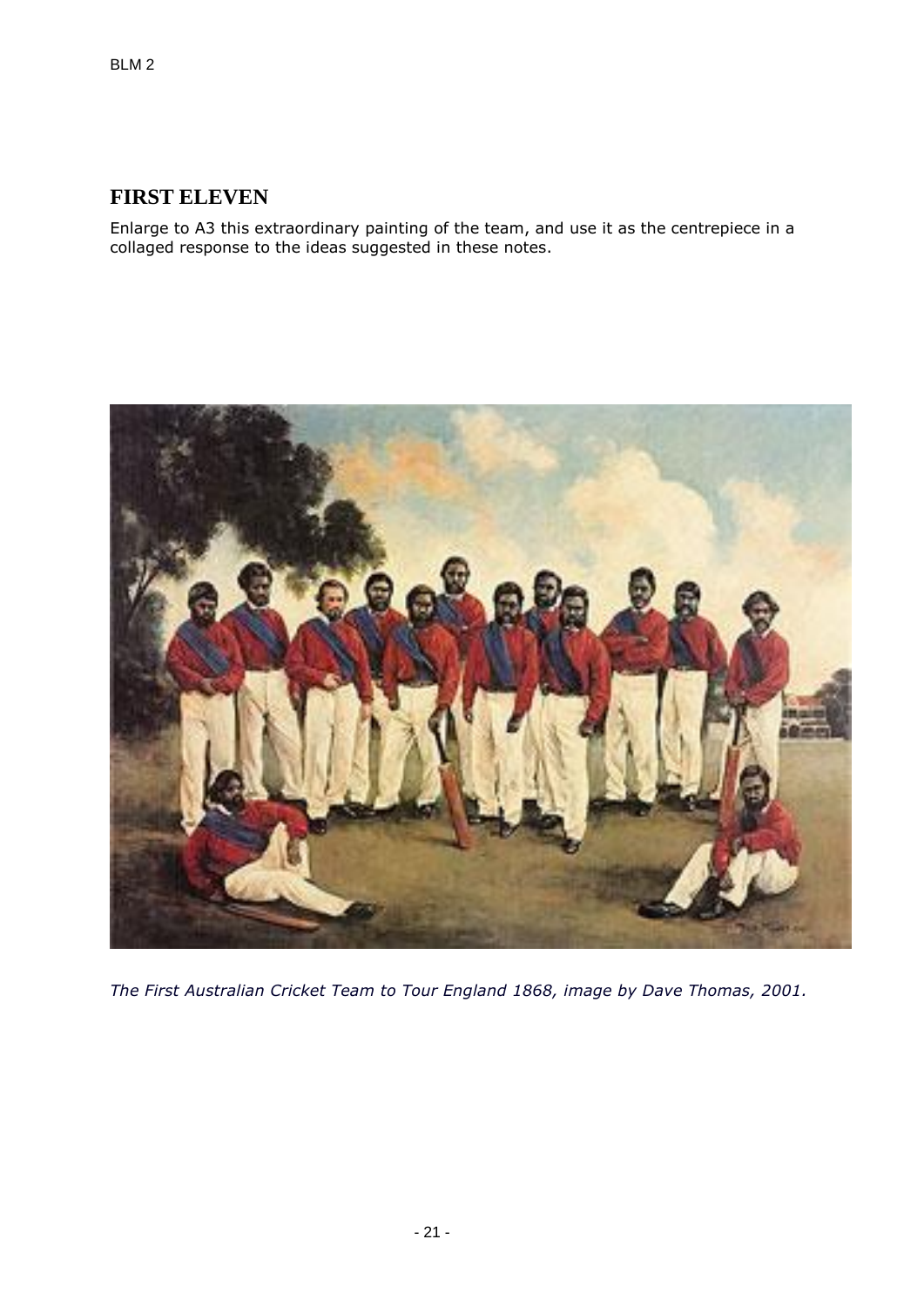## FIRST ELEVEN

Enlarge to A3 this extraordinary painting of the team, and use it as the centrepiece in a collaged response to the ideas suggested in these notes.

*The First Australian Cricket Team to Tour England 1868, image by Dave Thomas, 2001.*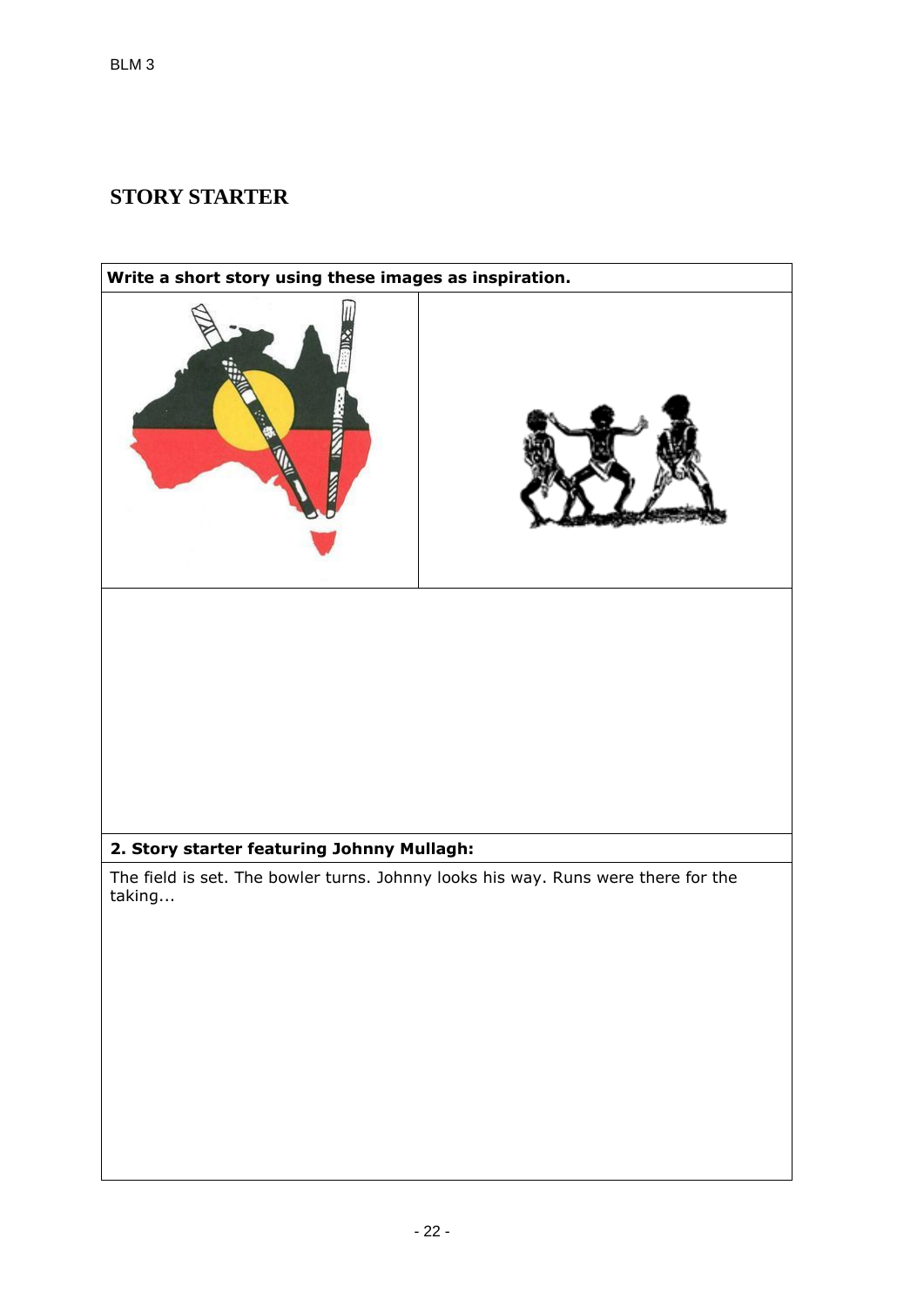BLM 3

## STORY STARTER

**Write a short story using these images as inspiration.**

**2. Story starter featuring Johnny Mullagh:**

The field is set. The bowler turns. Johnny looks his way. Runs were there for the taking...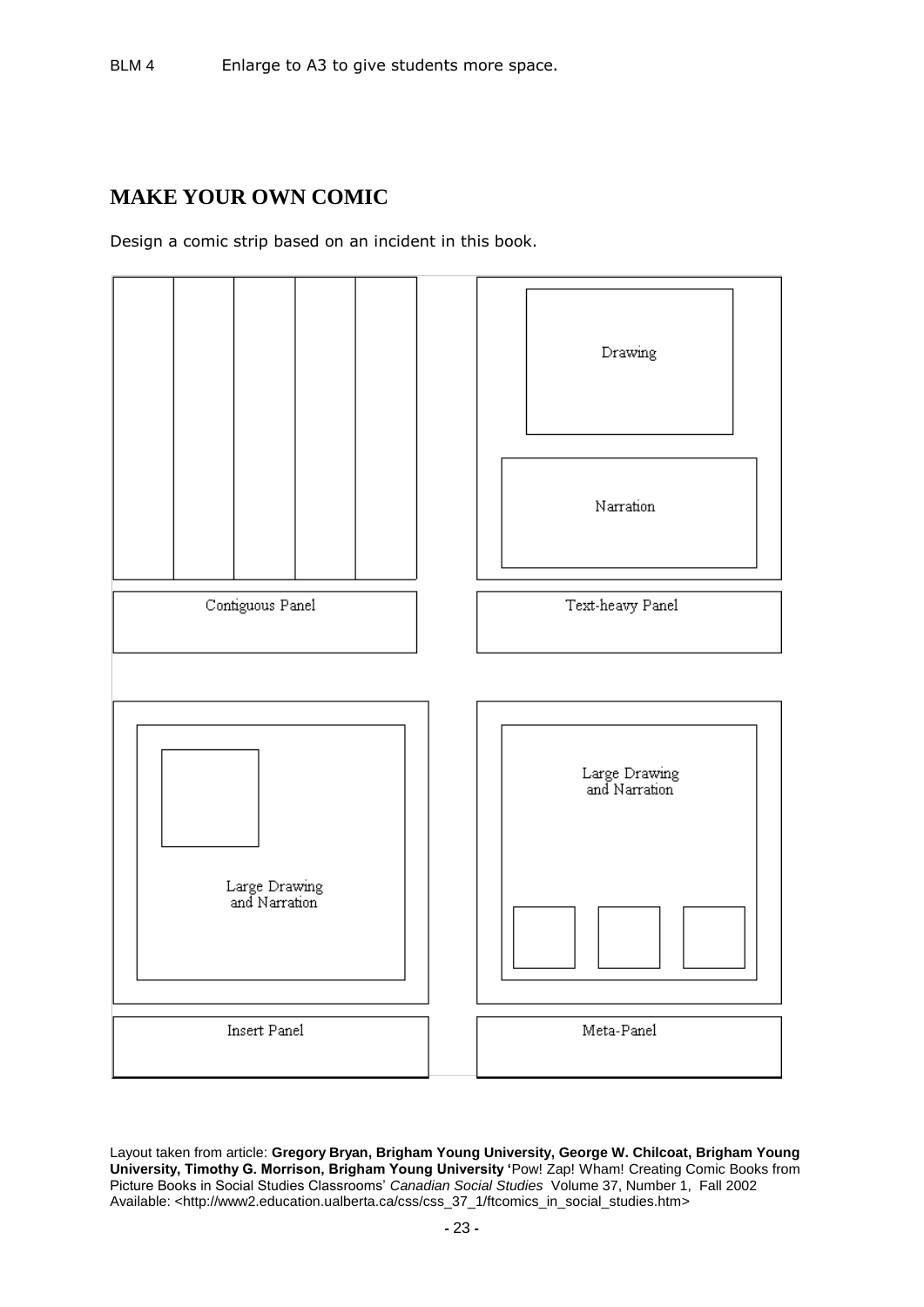BLM 4 Enlarge to A3 to give students more space.

## MAKE YOUR OWN COMIC

Design a comic strip based on an incident in this book.

Drawing

Narration

Contiguous Panel

Text-heavy Panel

Large Drawing and Narration

Large Drawing and Narration

Insert Panel

Meta-Panel

Layout taken from article: **Gregory Bryan, Brigham Young University, George W. Chilcoat, Brigham Young University, Timothy G. Morrison, Brigham Young University '**Pow! Zap! Wham! Creating Comic Books from Picture Books in Social Studies Classrooms' *Canadian Social Studies* Volume 37, Number 1, Fall 2002 Available: <http://www2.education.ualberta.ca/css/css_37_1/ftcomics_in_social_studies.htm>